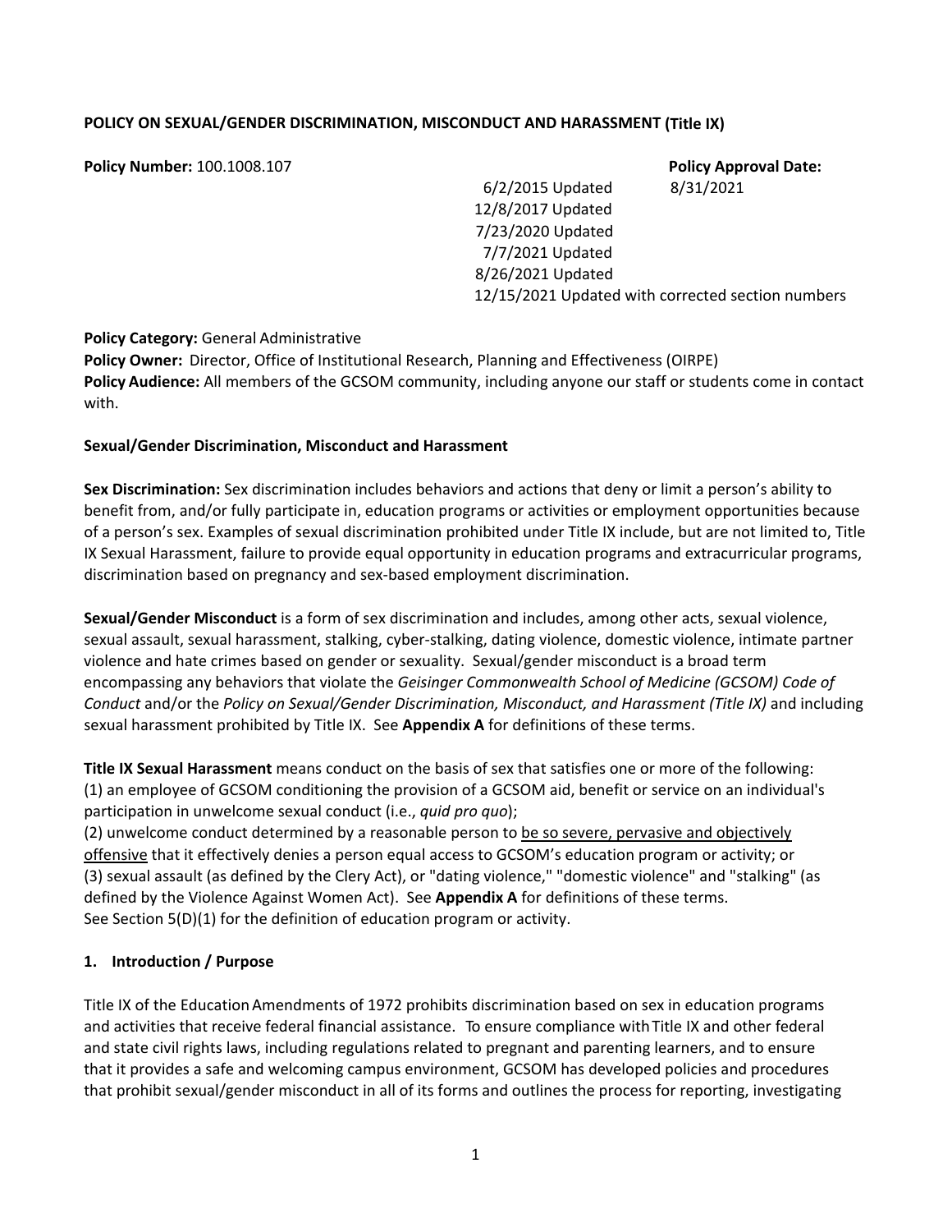**POLICY ON SEXUAL/GENDER DISCRIMINATION, MISCONDUCT AND HARASSMENT (Title IX)**

**Policy Number:** 100.1008.107

**Policy Approval Date:** 8/31/2021

6/2/2015 Updated
12/8/2017 Updated
7/23/2020 Updated
7/7/2021 Updated
8/26/2021 Updated
12/15/2021 Updated with corrected section numbers

**Policy Category:** General Administrative
**Policy Owner:** Director, Office of Institutional Research, Planning and Effectiveness (OIRPE)
**Policy Audience:** All members of the GCSOM community, including anyone our staff or students come in contact with.

**Sexual/Gender Discrimination, Misconduct and Harassment**

**Sex Discrimination:** Sex discrimination includes behaviors and actions that deny or limit a person's ability to benefit from, and/or fully participate in, education programs or activities or employment opportunities because of a person's sex. Examples of sexual discrimination prohibited under Title IX include, but are not limited to, Title IX Sexual Harassment, failure to provide equal opportunity in education programs and extracurricular programs, discrimination based on pregnancy and sex-based employment discrimination.

**Sexual/Gender Misconduct** is a form of sex discrimination and includes, among other acts, sexual violence, sexual assault, sexual harassment, stalking, cyber-stalking, dating violence, domestic violence, intimate partner violence and hate crimes based on gender or sexuality. Sexual/gender misconduct is a broad term encompassing any behaviors that violate the *Geisinger Commonwealth School of Medicine (GCSOM) Code of Conduct* and/or the *Policy on Sexual/Gender Discrimination, Misconduct, and Harassment (Title IX)* and including sexual harassment prohibited by Title IX. See **Appendix A** for definitions of these terms.

**Title IX Sexual Harassment** means conduct on the basis of sex that satisfies one or more of the following:
(1) an employee of GCSOM conditioning the provision of a GCSOM aid, benefit or service on an individual's participation in unwelcome sexual conduct (i.e., *quid pro quo*);
(2) unwelcome conduct determined by a reasonable person to be so severe, pervasive and objectively offensive that it effectively denies a person equal access to GCSOM's education program or activity; or
(3) sexual assault (as defined by the Clery Act), or "dating violence," "domestic violence" and "stalking" (as defined by the Violence Against Women Act). See **Appendix A** for definitions of these terms.
See Section 5(D)(1) for the definition of education program or activity.

## 1. Introduction / Purpose

Title IX of the Education Amendments of 1972 prohibits discrimination based on sex in education programs and activities that receive federal financial assistance. To ensure compliance with Title IX and other federal and state civil rights laws, including regulations related to pregnant and parenting learners, and to ensure that it provides a safe and welcoming campus environment, GCSOM has developed policies and procedures that prohibit sexual/gender misconduct in all of its forms and outlines the process for reporting, investigating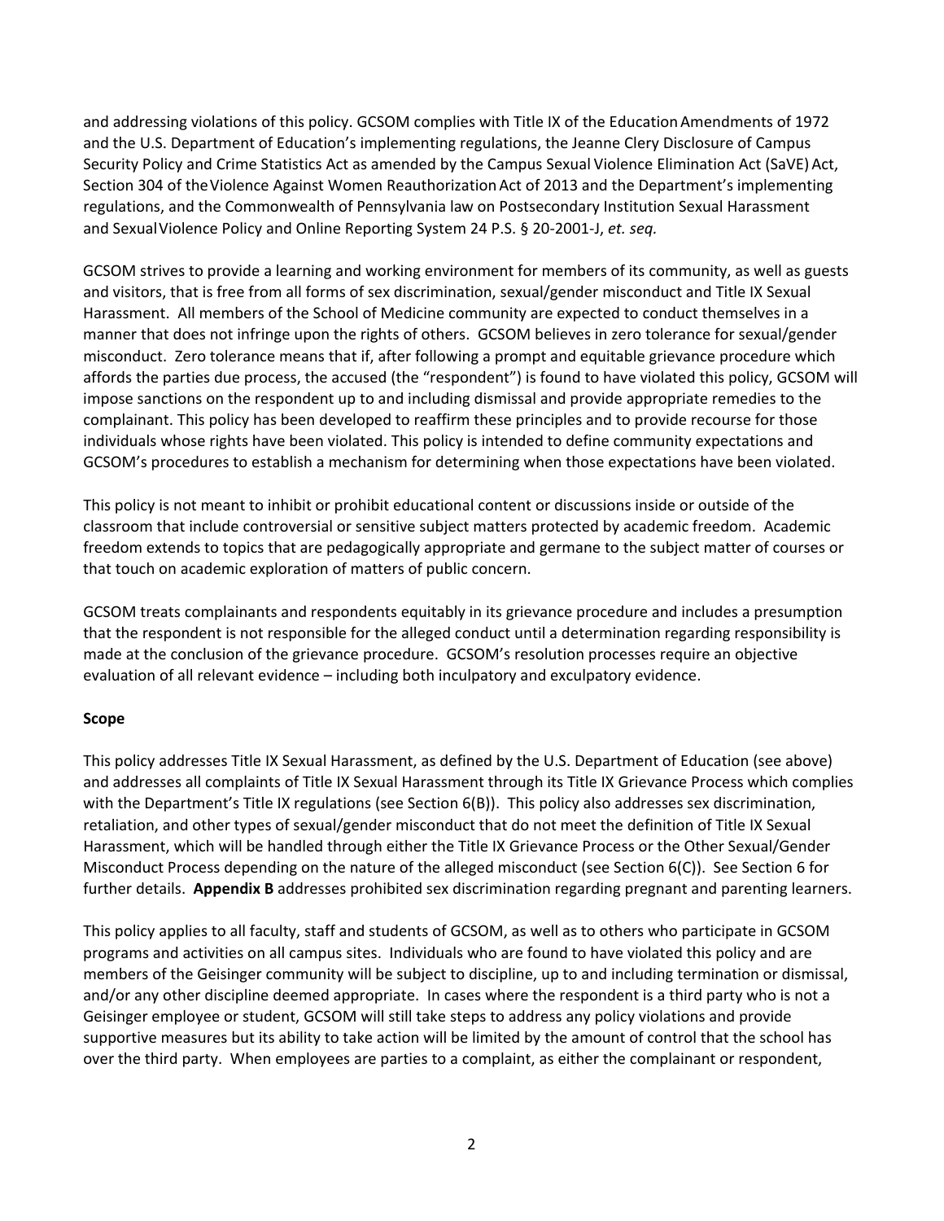and addressing violations of this policy. GCSOM complies with Title IX of the Education Amendments of 1972 and the U.S. Department of Education's implementing regulations, the Jeanne Clery Disclosure of Campus Security Policy and Crime Statistics Act as amended by the Campus Sexual Violence Elimination Act (SaVE) Act, Section 304 of the Violence Against Women Reauthorization Act of 2013 and the Department's implementing regulations, and the Commonwealth of Pennsylvania law on Postsecondary Institution Sexual Harassment and Sexual Violence Policy and Online Reporting System 24 P.S. § 20-2001-J, *et. seq.*

GCSOM strives to provide a learning and working environment for members of its community, as well as guests and visitors, that is free from all forms of sex discrimination, sexual/gender misconduct and Title IX Sexual Harassment. All members of the School of Medicine community are expected to conduct themselves in a manner that does not infringe upon the rights of others. GCSOM believes in zero tolerance for sexual/gender misconduct. Zero tolerance means that if, after following a prompt and equitable grievance procedure which affords the parties due process, the accused (the "respondent") is found to have violated this policy, GCSOM will impose sanctions on the respondent up to and including dismissal and provide appropriate remedies to the complainant. This policy has been developed to reaffirm these principles and to provide recourse for those individuals whose rights have been violated. This policy is intended to define community expectations and GCSOM's procedures to establish a mechanism for determining when those expectations have been violated.

This policy is not meant to inhibit or prohibit educational content or discussions inside or outside of the classroom that include controversial or sensitive subject matters protected by academic freedom. Academic freedom extends to topics that are pedagogically appropriate and germane to the subject matter of courses or that touch on academic exploration of matters of public concern.

GCSOM treats complainants and respondents equitably in its grievance procedure and includes a presumption that the respondent is not responsible for the alleged conduct until a determination regarding responsibility is made at the conclusion of the grievance procedure. GCSOM's resolution processes require an objective evaluation of all relevant evidence – including both inculpatory and exculpatory evidence.

**Scope**

This policy addresses Title IX Sexual Harassment, as defined by the U.S. Department of Education (see above) and addresses all complaints of Title IX Sexual Harassment through its Title IX Grievance Process which complies with the Department's Title IX regulations (see Section 6(B)). This policy also addresses sex discrimination, retaliation, and other types of sexual/gender misconduct that do not meet the definition of Title IX Sexual Harassment, which will be handled through either the Title IX Grievance Process or the Other Sexual/Gender Misconduct Process depending on the nature of the alleged misconduct (see Section 6(C)). See Section 6 for further details. **Appendix B** addresses prohibited sex discrimination regarding pregnant and parenting learners.

This policy applies to all faculty, staff and students of GCSOM, as well as to others who participate in GCSOM programs and activities on all campus sites. Individuals who are found to have violated this policy and are members of the Geisinger community will be subject to discipline, up to and including termination or dismissal, and/or any other discipline deemed appropriate. In cases where the respondent is a third party who is not a Geisinger employee or student, GCSOM will still take steps to address any policy violations and provide supportive measures but its ability to take action will be limited by the amount of control that the school has over the third party. When employees are parties to a complaint, as either the complainant or respondent,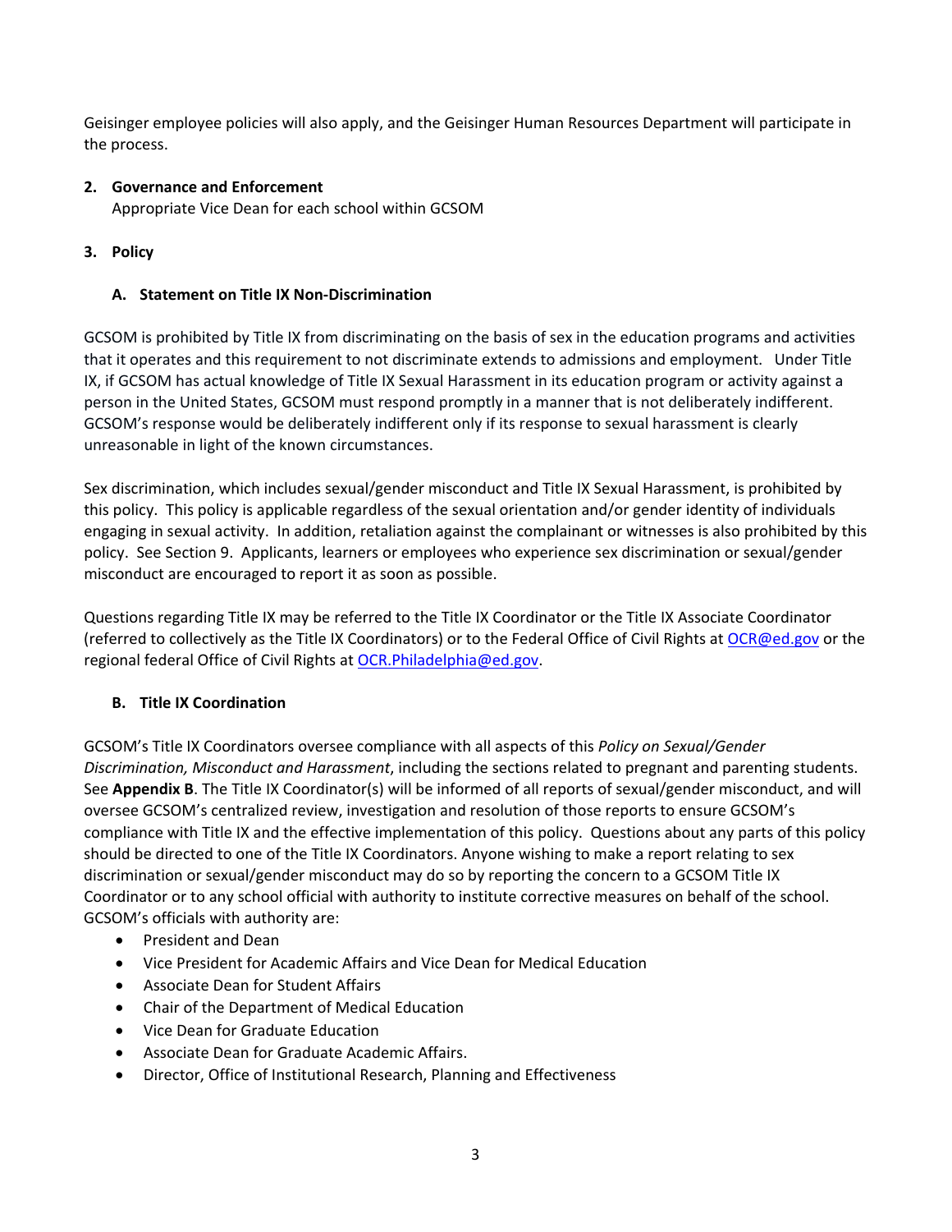Geisinger employee policies will also apply, and the Geisinger Human Resources Department will participate in the process.

2. **Governance and Enforcement**
   Appropriate Vice Dean for each school within GCSOM

3. **Policy**

### A. Statement on Title IX Non-Discrimination

GCSOM is prohibited by Title IX from discriminating on the basis of sex in the education programs and activities that it operates and this requirement to not discriminate extends to admissions and employment. Under Title IX, if GCSOM has actual knowledge of Title IX Sexual Harassment in its education program or activity against a person in the United States, GCSOM must respond promptly in a manner that is not deliberately indifferent. GCSOM's response would be deliberately indifferent only if its response to sexual harassment is clearly unreasonable in light of the known circumstances.

Sex discrimination, which includes sexual/gender misconduct and Title IX Sexual Harassment, is prohibited by this policy. This policy is applicable regardless of the sexual orientation and/or gender identity of individuals engaging in sexual activity. In addition, retaliation against the complainant or witnesses is also prohibited by this policy. See Section 9. Applicants, learners or employees who experience sex discrimination or sexual/gender misconduct are encouraged to report it as soon as possible.

Questions regarding Title IX may be referred to the Title IX Coordinator or the Title IX Associate Coordinator (referred to collectively as the Title IX Coordinators) or to the Federal Office of Civil Rights at OCR@ed.gov or the regional federal Office of Civil Rights at OCR.Philadelphia@ed.gov.

### B. Title IX Coordination

GCSOM's Title IX Coordinators oversee compliance with all aspects of this *Policy on Sexual/Gender Discrimination, Misconduct and Harassment*, including the sections related to pregnant and parenting students. See **Appendix B**. The Title IX Coordinator(s) will be informed of all reports of sexual/gender misconduct, and will oversee GCSOM's centralized review, investigation and resolution of those reports to ensure GCSOM's compliance with Title IX and the effective implementation of this policy. Questions about any parts of this policy should be directed to one of the Title IX Coordinators. Anyone wishing to make a report relating to sex discrimination or sexual/gender misconduct may do so by reporting the concern to a GCSOM Title IX Coordinator or to any school official with authority to institute corrective measures on behalf of the school. GCSOM's officials with authority are:

- President and Dean
- Vice President for Academic Affairs and Vice Dean for Medical Education
- Associate Dean for Student Affairs
- Chair of the Department of Medical Education
- Vice Dean for Graduate Education
- Associate Dean for Graduate Academic Affairs.
- Director, Office of Institutional Research, Planning and Effectiveness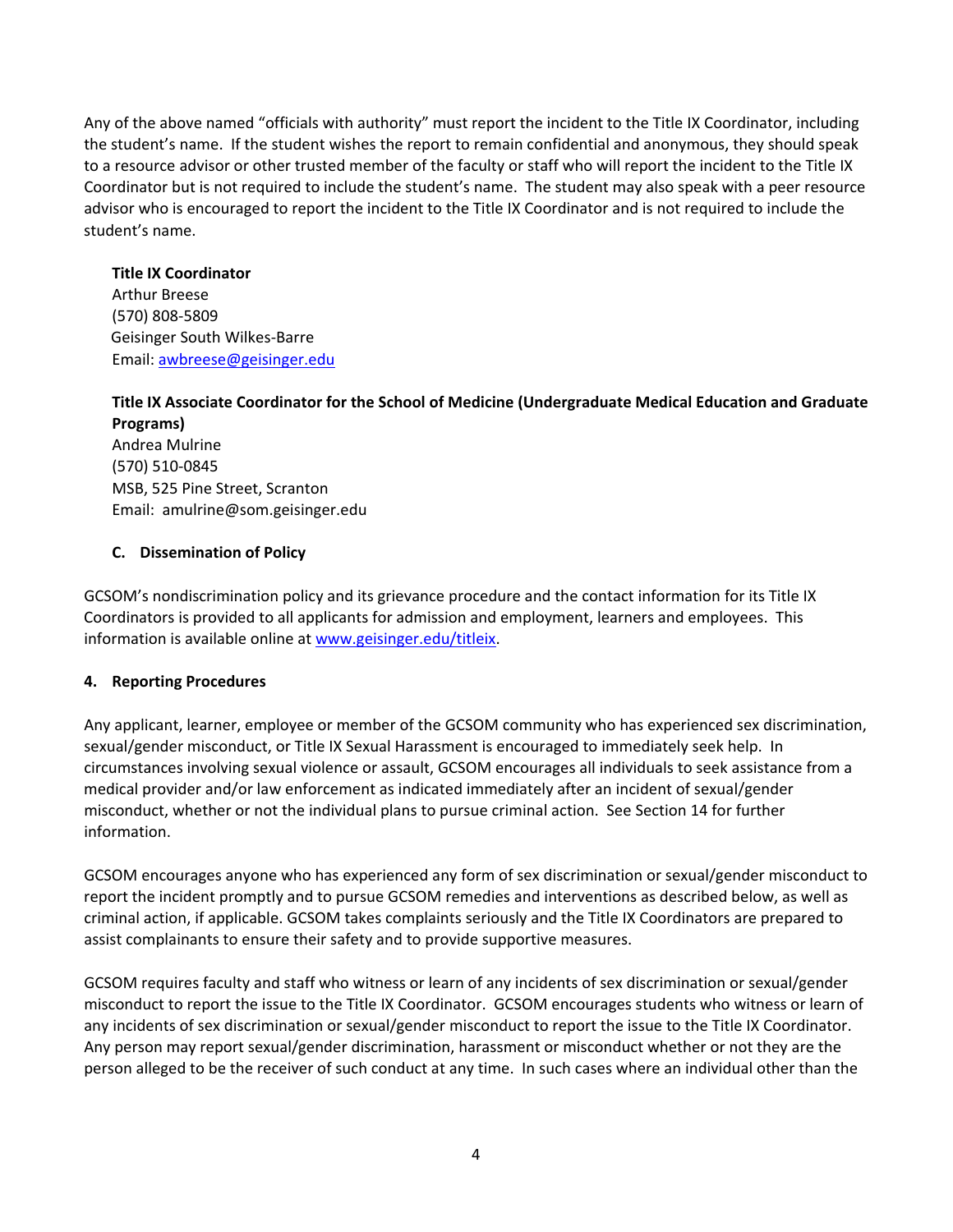Any of the above named “officials with authority” must report the incident to the Title IX Coordinator, including the student’s name. If the student wishes the report to remain confidential and anonymous, they should speak to a resource advisor or other trusted member of the faculty or staff who will report the incident to the Title IX Coordinator but is not required to include the student’s name. The student may also speak with a peer resource advisor who is encouraged to report the incident to the Title IX Coordinator and is not required to include the student’s name.

**Title IX Coordinator**
Arthur Breese
(570) 808-5809
Geisinger South Wilkes-Barre
Email: awbreese@geisinger.edu

**Title IX Associate Coordinator for the School of Medicine (Undergraduate Medical Education and Graduate Programs)**
Andrea Mulrine
(570) 510-0845
MSB, 525 Pine Street, Scranton
Email: amulrine@som.geisinger.edu

### C. Dissemination of Policy

GCSOM’s nondiscrimination policy and its grievance procedure and the contact information for its Title IX Coordinators is provided to all applicants for admission and employment, learners and employees. This information is available online at www.geisinger.edu/titleix.

## 4. Reporting Procedures

Any applicant, learner, employee or member of the GCSOM community who has experienced sex discrimination, sexual/gender misconduct, or Title IX Sexual Harassment is encouraged to immediately seek help. In circumstances involving sexual violence or assault, GCSOM encourages all individuals to seek assistance from a medical provider and/or law enforcement as indicated immediately after an incident of sexual/gender misconduct, whether or not the individual plans to pursue criminal action. See Section 14 for further information.

GCSOM encourages anyone who has experienced any form of sex discrimination or sexual/gender misconduct to report the incident promptly and to pursue GCSOM remedies and interventions as described below, as well as criminal action, if applicable. GCSOM takes complaints seriously and the Title IX Coordinators are prepared to assist complainants to ensure their safety and to provide supportive measures.

GCSOM requires faculty and staff who witness or learn of any incidents of sex discrimination or sexual/gender misconduct to report the issue to the Title IX Coordinator. GCSOM encourages students who witness or learn of any incidents of sex discrimination or sexual/gender misconduct to report the issue to the Title IX Coordinator. Any person may report sexual/gender discrimination, harassment or misconduct whether or not they are the person alleged to be the receiver of such conduct at any time. In such cases where an individual other than the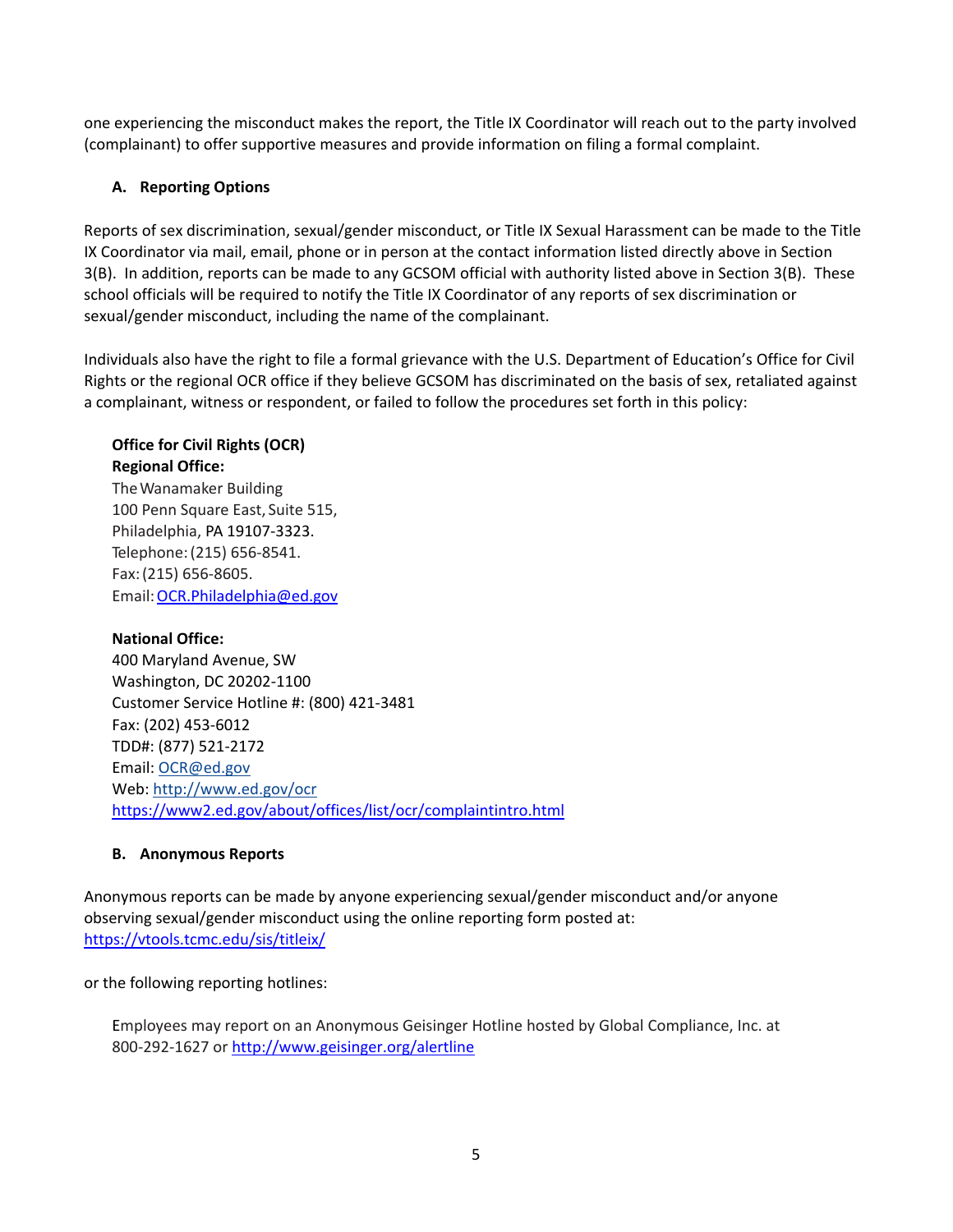one experiencing the misconduct makes the report, the Title IX Coordinator will reach out to the party involved (complainant) to offer supportive measures and provide information on filing a formal complaint.

### A. Reporting Options

Reports of sex discrimination, sexual/gender misconduct, or Title IX Sexual Harassment can be made to the Title IX Coordinator via mail, email, phone or in person at the contact information listed directly above in Section 3(B). In addition, reports can be made to any GCSOM official with authority listed above in Section 3(B). These school officials will be required to notify the Title IX Coordinator of any reports of sex discrimination or sexual/gender misconduct, including the name of the complainant.

Individuals also have the right to file a formal grievance with the U.S. Department of Education's Office for Civil Rights or the regional OCR office if they believe GCSOM has discriminated on the basis of sex, retaliated against a complainant, witness or respondent, or failed to follow the procedures set forth in this policy:

**Office for Civil Rights (OCR)**
**Regional Office:**
The Wanamaker Building
100 Penn Square East, Suite 515,
Philadelphia, PA 19107-3323.
Telephone: (215) 656-8541.
Fax: (215) 656-8605.
Email: OCR.Philadelphia@ed.gov

**National Office:**
400 Maryland Avenue, SW
Washington, DC 20202-1100
Customer Service Hotline #: (800) 421-3481
Fax: (202) 453-6012
TDD#: (877) 521-2172
Email: OCR@ed.gov
Web: http://www.ed.gov/ocr
https://www2.ed.gov/about/offices/list/ocr/complaintintro.html

### B. Anonymous Reports

Anonymous reports can be made by anyone experiencing sexual/gender misconduct and/or anyone observing sexual/gender misconduct using the online reporting form posted at:
https://vtools.tcmc.edu/sis/titleix/

or the following reporting hotlines:

Employees may report on an Anonymous Geisinger Hotline hosted by Global Compliance, Inc. at 800-292-1627 or http://www.geisinger.org/alertline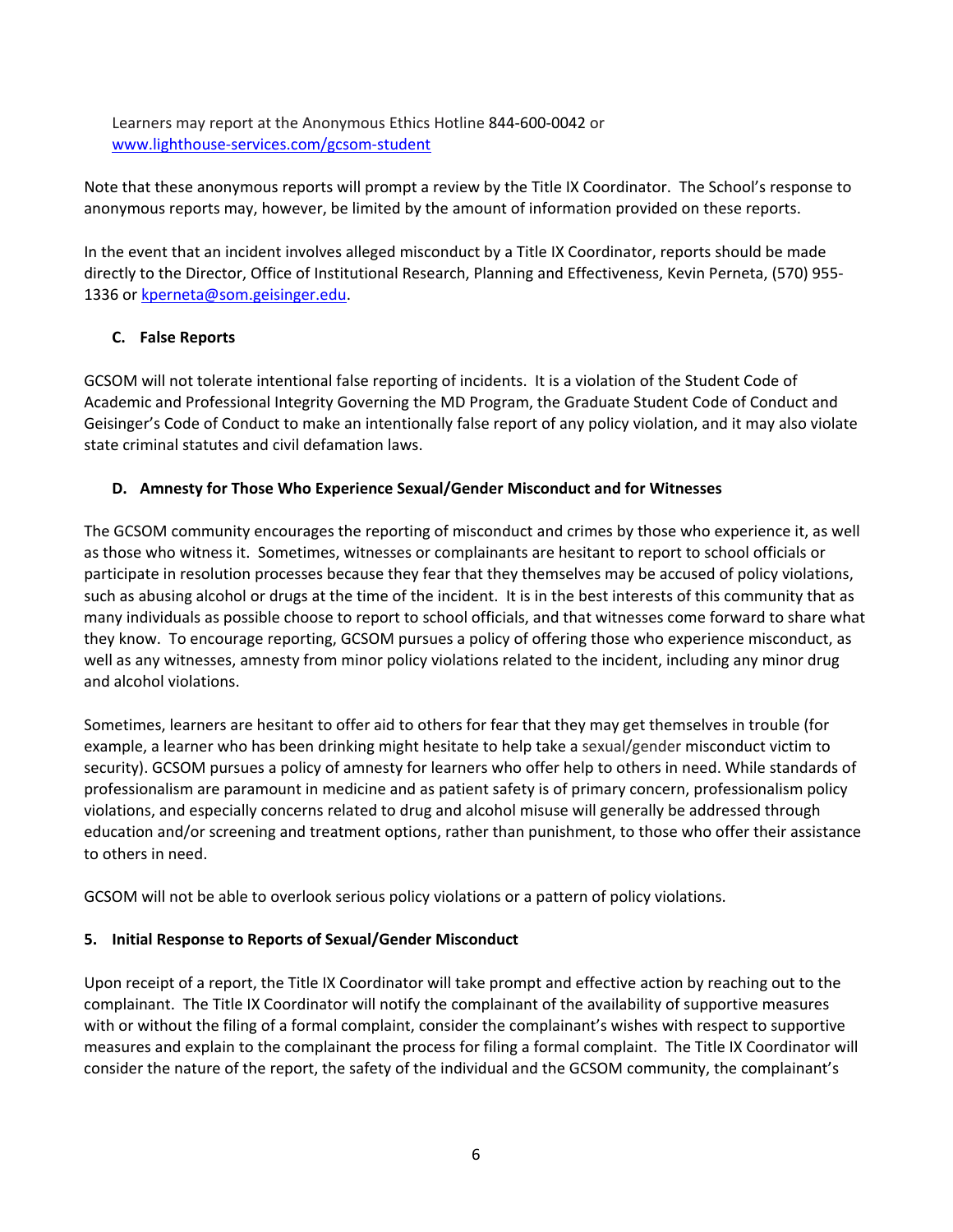Learners may report at the Anonymous Ethics Hotline 844-600-0042 or [www.lighthouse-services.com/gcsom-student](http://www.lighthouse-services.com/gcsom-student)

Note that these anonymous reports will prompt a review by the Title IX Coordinator. The School's response to anonymous reports may, however, be limited by the amount of information provided on these reports.

In the event that an incident involves alleged misconduct by a Title IX Coordinator, reports should be made directly to the Director, Office of Institutional Research, Planning and Effectiveness, Kevin Perneta, (570) 955-1336 or [kperneta@som.geisinger.edu](mailto:kperneta@som.geisinger.edu).

### C. False Reports

GCSOM will not tolerate intentional false reporting of incidents. It is a violation of the Student Code of Academic and Professional Integrity Governing the MD Program, the Graduate Student Code of Conduct and Geisinger's Code of Conduct to make an intentionally false report of any policy violation, and it may also violate state criminal statutes and civil defamation laws.

### D. Amnesty for Those Who Experience Sexual/Gender Misconduct and for Witnesses

The GCSOM community encourages the reporting of misconduct and crimes by those who experience it, as well as those who witness it. Sometimes, witnesses or complainants are hesitant to report to school officials or participate in resolution processes because they fear that they themselves may be accused of policy violations, such as abusing alcohol or drugs at the time of the incident. It is in the best interests of this community that as many individuals as possible choose to report to school officials, and that witnesses come forward to share what they know. To encourage reporting, GCSOM pursues a policy of offering those who experience misconduct, as well as any witnesses, amnesty from minor policy violations related to the incident, including any minor drug and alcohol violations.

Sometimes, learners are hesitant to offer aid to others for fear that they may get themselves in trouble (for example, a learner who has been drinking might hesitate to help take a sexual/gender misconduct victim to security). GCSOM pursues a policy of amnesty for learners who offer help to others in need. While standards of professionalism are paramount in medicine and as patient safety is of primary concern, professionalism policy violations, and especially concerns related to drug and alcohol misuse will generally be addressed through education and/or screening and treatment options, rather than punishment, to those who offer their assistance to others in need.

GCSOM will not be able to overlook serious policy violations or a pattern of policy violations.

## 5. Initial Response to Reports of Sexual/Gender Misconduct

Upon receipt of a report, the Title IX Coordinator will take prompt and effective action by reaching out to the complainant. The Title IX Coordinator will notify the complainant of the availability of supportive measures with or without the filing of a formal complaint, consider the complainant's wishes with respect to supportive measures and explain to the complainant the process for filing a formal complaint. The Title IX Coordinator will consider the nature of the report, the safety of the individual and the GCSOM community, the complainant's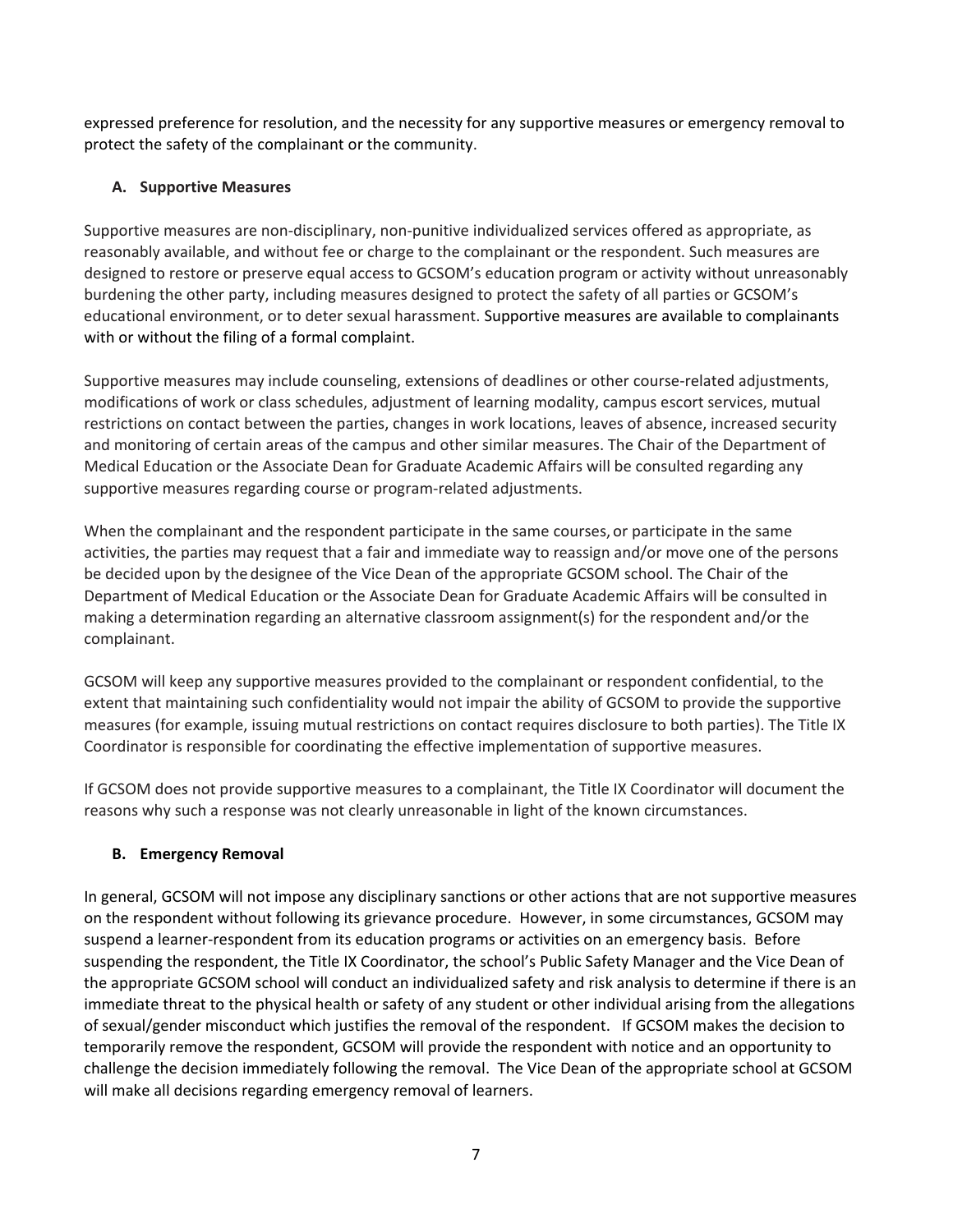expressed preference for resolution, and the necessity for any supportive measures or emergency removal to protect the safety of the complainant or the community.

### A. Supportive Measures

Supportive measures are non-disciplinary, non-punitive individualized services offered as appropriate, as reasonably available, and without fee or charge to the complainant or the respondent. Such measures are designed to restore or preserve equal access to GCSOM's education program or activity without unreasonably burdening the other party, including measures designed to protect the safety of all parties or GCSOM's educational environment, or to deter sexual harassment. Supportive measures are available to complainants with or without the filing of a formal complaint.

Supportive measures may include counseling, extensions of deadlines or other course-related adjustments, modifications of work or class schedules, adjustment of learning modality, campus escort services, mutual restrictions on contact between the parties, changes in work locations, leaves of absence, increased security and monitoring of certain areas of the campus and other similar measures. The Chair of the Department of Medical Education or the Associate Dean for Graduate Academic Affairs will be consulted regarding any supportive measures regarding course or program-related adjustments.

When the complainant and the respondent participate in the same courses, or participate in the same activities, the parties may request that a fair and immediate way to reassign and/or move one of the persons be decided upon by the designee of the Vice Dean of the appropriate GCSOM school. The Chair of the Department of Medical Education or the Associate Dean for Graduate Academic Affairs will be consulted in making a determination regarding an alternative classroom assignment(s) for the respondent and/or the complainant.

GCSOM will keep any supportive measures provided to the complainant or respondent confidential, to the extent that maintaining such confidentiality would not impair the ability of GCSOM to provide the supportive measures (for example, issuing mutual restrictions on contact requires disclosure to both parties). The Title IX Coordinator is responsible for coordinating the effective implementation of supportive measures.

If GCSOM does not provide supportive measures to a complainant, the Title IX Coordinator will document the reasons why such a response was not clearly unreasonable in light of the known circumstances.

### B. Emergency Removal

In general, GCSOM will not impose any disciplinary sanctions or other actions that are not supportive measures on the respondent without following its grievance procedure. However, in some circumstances, GCSOM may suspend a learner-respondent from its education programs or activities on an emergency basis. Before suspending the respondent, the Title IX Coordinator, the school's Public Safety Manager and the Vice Dean of the appropriate GCSOM school will conduct an individualized safety and risk analysis to determine if there is an immediate threat to the physical health or safety of any student or other individual arising from the allegations of sexual/gender misconduct which justifies the removal of the respondent. If GCSOM makes the decision to temporarily remove the respondent, GCSOM will provide the respondent with notice and an opportunity to challenge the decision immediately following the removal. The Vice Dean of the appropriate school at GCSOM will make all decisions regarding emergency removal of learners.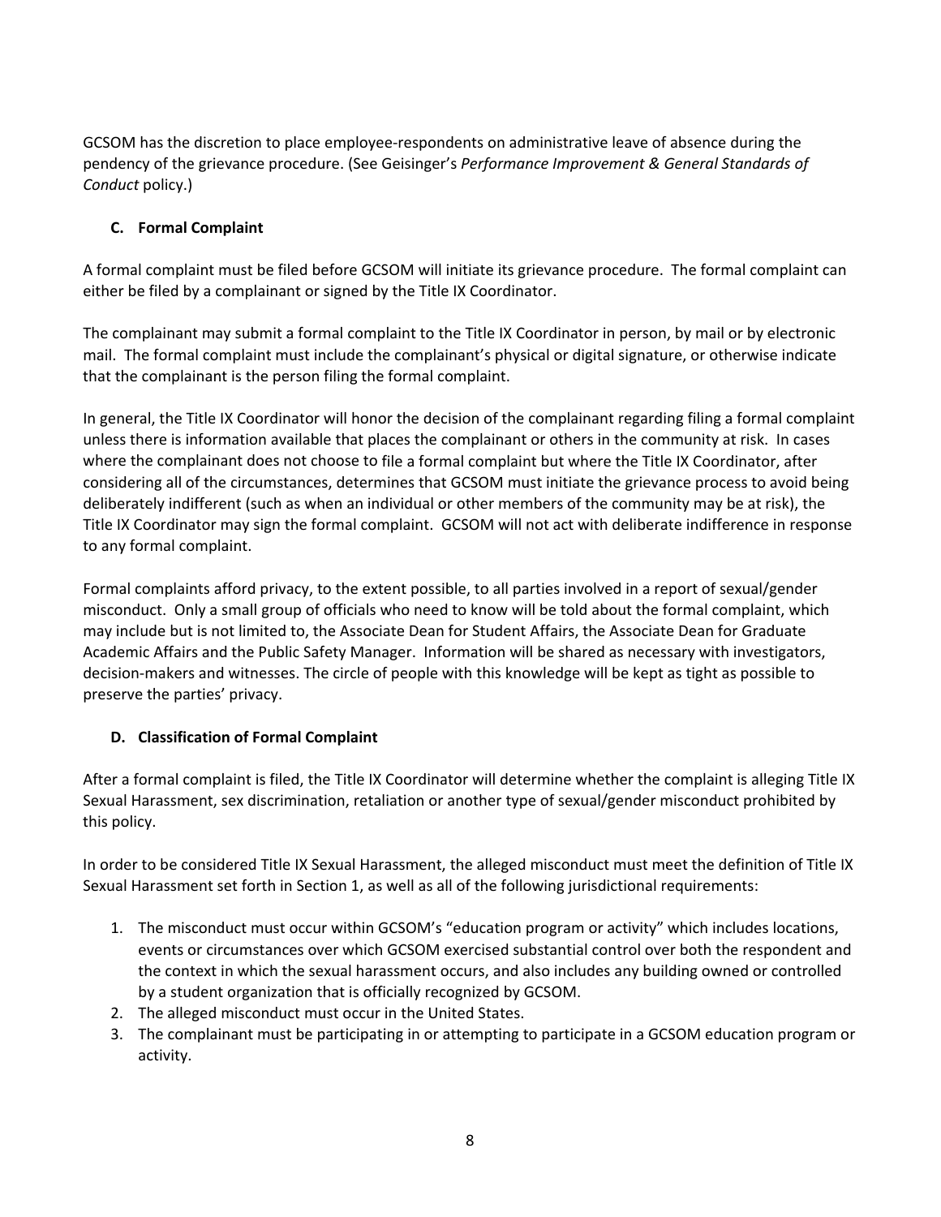GCSOM has the discretion to place employee-respondents on administrative leave of absence during the pendency of the grievance procedure. (See Geisinger's *Performance Improvement & General Standards of Conduct* policy.)

### C. Formal Complaint

A formal complaint must be filed before GCSOM will initiate its grievance procedure. The formal complaint can either be filed by a complainant or signed by the Title IX Coordinator.

The complainant may submit a formal complaint to the Title IX Coordinator in person, by mail or by electronic mail. The formal complaint must include the complainant's physical or digital signature, or otherwise indicate that the complainant is the person filing the formal complaint.

In general, the Title IX Coordinator will honor the decision of the complainant regarding filing a formal complaint unless there is information available that places the complainant or others in the community at risk. In cases where the complainant does not choose to file a formal complaint but where the Title IX Coordinator, after considering all of the circumstances, determines that GCSOM must initiate the grievance process to avoid being deliberately indifferent (such as when an individual or other members of the community may be at risk), the Title IX Coordinator may sign the formal complaint. GCSOM will not act with deliberate indifference in response to any formal complaint.

Formal complaints afford privacy, to the extent possible, to all parties involved in a report of sexual/gender misconduct. Only a small group of officials who need to know will be told about the formal complaint, which may include but is not limited to, the Associate Dean for Student Affairs, the Associate Dean for Graduate Academic Affairs and the Public Safety Manager. Information will be shared as necessary with investigators, decision-makers and witnesses. The circle of people with this knowledge will be kept as tight as possible to preserve the parties' privacy.

### D. Classification of Formal Complaint

After a formal complaint is filed, the Title IX Coordinator will determine whether the complaint is alleging Title IX Sexual Harassment, sex discrimination, retaliation or another type of sexual/gender misconduct prohibited by this policy.

In order to be considered Title IX Sexual Harassment, the alleged misconduct must meet the definition of Title IX Sexual Harassment set forth in Section 1, as well as all of the following jurisdictional requirements:

1. The misconduct must occur within GCSOM's "education program or activity" which includes locations, events or circumstances over which GCSOM exercised substantial control over both the respondent and the context in which the sexual harassment occurs, and also includes any building owned or controlled by a student organization that is officially recognized by GCSOM.
2. The alleged misconduct must occur in the United States.
3. The complainant must be participating in or attempting to participate in a GCSOM education program or activity.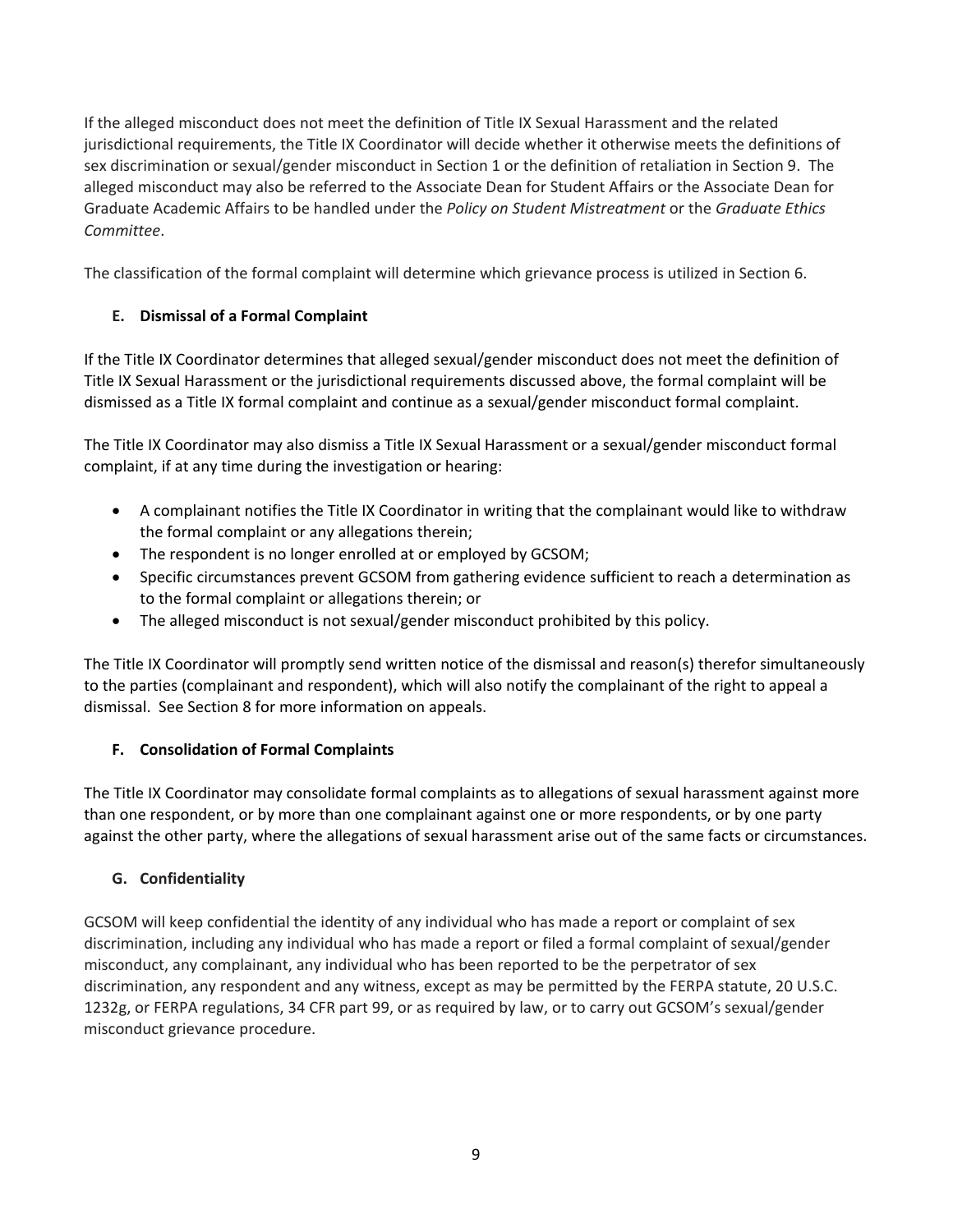If the alleged misconduct does not meet the definition of Title IX Sexual Harassment and the related jurisdictional requirements, the Title IX Coordinator will decide whether it otherwise meets the definitions of sex discrimination or sexual/gender misconduct in Section 1 or the definition of retaliation in Section 9. The alleged misconduct may also be referred to the Associate Dean for Student Affairs or the Associate Dean for Graduate Academic Affairs to be handled under the *Policy on Student Mistreatment* or the *Graduate Ethics Committee*.

The classification of the formal complaint will determine which grievance process is utilized in Section 6.

### E. Dismissal of a Formal Complaint

If the Title IX Coordinator determines that alleged sexual/gender misconduct does not meet the definition of Title IX Sexual Harassment or the jurisdictional requirements discussed above, the formal complaint will be dismissed as a Title IX formal complaint and continue as a sexual/gender misconduct formal complaint.

The Title IX Coordinator may also dismiss a Title IX Sexual Harassment or a sexual/gender misconduct formal complaint, if at any time during the investigation or hearing:

- A complainant notifies the Title IX Coordinator in writing that the complainant would like to withdraw the formal complaint or any allegations therein;
- The respondent is no longer enrolled at or employed by GCSOM;
- Specific circumstances prevent GCSOM from gathering evidence sufficient to reach a determination as to the formal complaint or allegations therein; or
- The alleged misconduct is not sexual/gender misconduct prohibited by this policy.

The Title IX Coordinator will promptly send written notice of the dismissal and reason(s) therefor simultaneously to the parties (complainant and respondent), which will also notify the complainant of the right to appeal a dismissal. See Section 8 for more information on appeals.

### F. Consolidation of Formal Complaints

The Title IX Coordinator may consolidate formal complaints as to allegations of sexual harassment against more than one respondent, or by more than one complainant against one or more respondents, or by one party against the other party, where the allegations of sexual harassment arise out of the same facts or circumstances.

### G. Confidentiality

GCSOM will keep confidential the identity of any individual who has made a report or complaint of sex discrimination, including any individual who has made a report or filed a formal complaint of sexual/gender misconduct, any complainant, any individual who has been reported to be the perpetrator of sex discrimination, any respondent and any witness, except as may be permitted by the FERPA statute, 20 U.S.C. 1232g, or FERPA regulations, 34 CFR part 99, or as required by law, or to carry out GCSOM's sexual/gender misconduct grievance procedure.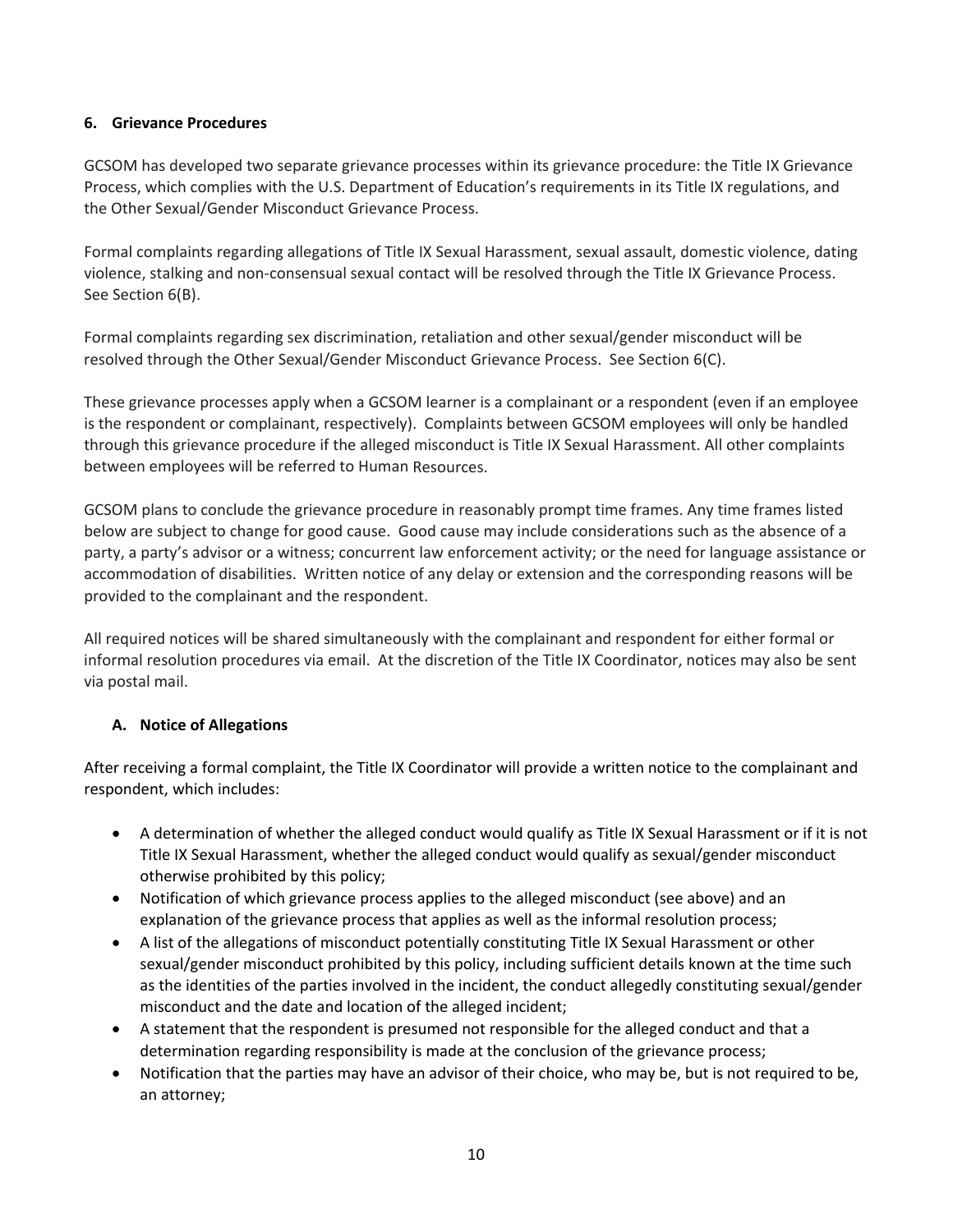## 6. Grievance Procedures

GCSOM has developed two separate grievance processes within its grievance procedure: the Title IX Grievance Process, which complies with the U.S. Department of Education's requirements in its Title IX regulations, and the Other Sexual/Gender Misconduct Grievance Process.

Formal complaints regarding allegations of Title IX Sexual Harassment, sexual assault, domestic violence, dating violence, stalking and non-consensual sexual contact will be resolved through the Title IX Grievance Process. See Section 6(B).

Formal complaints regarding sex discrimination, retaliation and other sexual/gender misconduct will be resolved through the Other Sexual/Gender Misconduct Grievance Process. See Section 6(C).

These grievance processes apply when a GCSOM learner is a complainant or a respondent (even if an employee is the respondent or complainant, respectively). Complaints between GCSOM employees will only be handled through this grievance procedure if the alleged misconduct is Title IX Sexual Harassment. All other complaints between employees will be referred to Human Resources.

GCSOM plans to conclude the grievance procedure in reasonably prompt time frames. Any time frames listed below are subject to change for good cause. Good cause may include considerations such as the absence of a party, a party's advisor or a witness; concurrent law enforcement activity; or the need for language assistance or accommodation of disabilities. Written notice of any delay or extension and the corresponding reasons will be provided to the complainant and the respondent.

All required notices will be shared simultaneously with the complainant and respondent for either formal or informal resolution procedures via email. At the discretion of the Title IX Coordinator, notices may also be sent via postal mail.

### A. Notice of Allegations

After receiving a formal complaint, the Title IX Coordinator will provide a written notice to the complainant and respondent, which includes:

- A determination of whether the alleged conduct would qualify as Title IX Sexual Harassment or if it is not Title IX Sexual Harassment, whether the alleged conduct would qualify as sexual/gender misconduct otherwise prohibited by this policy;
- Notification of which grievance process applies to the alleged misconduct (see above) and an explanation of the grievance process that applies as well as the informal resolution process;
- A list of the allegations of misconduct potentially constituting Title IX Sexual Harassment or other sexual/gender misconduct prohibited by this policy, including sufficient details known at the time such as the identities of the parties involved in the incident, the conduct allegedly constituting sexual/gender misconduct and the date and location of the alleged incident;
- A statement that the respondent is presumed not responsible for the alleged conduct and that a determination regarding responsibility is made at the conclusion of the grievance process;
- Notification that the parties may have an advisor of their choice, who may be, but is not required to be, an attorney;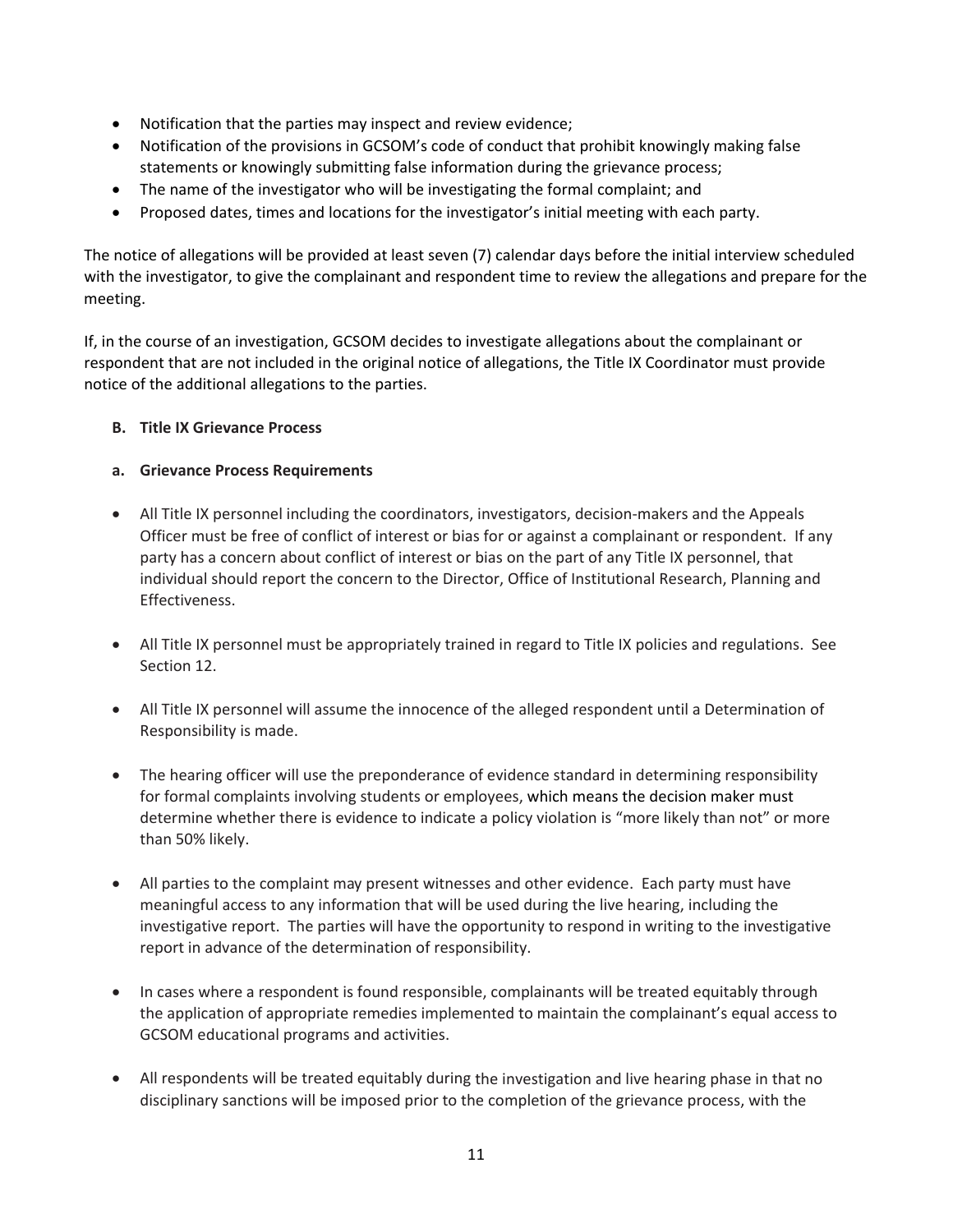- Notification that the parties may inspect and review evidence;
- Notification of the provisions in GCSOM's code of conduct that prohibit knowingly making false statements or knowingly submitting false information during the grievance process;
- The name of the investigator who will be investigating the formal complaint; and
- Proposed dates, times and locations for the investigator's initial meeting with each party.

The notice of allegations will be provided at least seven (7) calendar days before the initial interview scheduled with the investigator, to give the complainant and respondent time to review the allegations and prepare for the meeting.

If, in the course of an investigation, GCSOM decides to investigate allegations about the complainant or respondent that are not included in the original notice of allegations, the Title IX Coordinator must provide notice of the additional allegations to the parties.

### B. Title IX Grievance Process

#### a. Grievance Process Requirements

- All Title IX personnel including the coordinators, investigators, decision-makers and the Appeals Officer must be free of conflict of interest or bias for or against a complainant or respondent. If any party has a concern about conflict of interest or bias on the part of any Title IX personnel, that individual should report the concern to the Director, Office of Institutional Research, Planning and Effectiveness.

- All Title IX personnel must be appropriately trained in regard to Title IX policies and regulations. See Section 12.

- All Title IX personnel will assume the innocence of the alleged respondent until a Determination of Responsibility is made.

- The hearing officer will use the preponderance of evidence standard in determining responsibility for formal complaints involving students or employees, which means the decision maker must determine whether there is evidence to indicate a policy violation is "more likely than not" or more than 50% likely.

- All parties to the complaint may present witnesses and other evidence. Each party must have meaningful access to any information that will be used during the live hearing, including the investigative report. The parties will have the opportunity to respond in writing to the investigative report in advance of the determination of responsibility.

- In cases where a respondent is found responsible, complainants will be treated equitably through the application of appropriate remedies implemented to maintain the complainant's equal access to GCSOM educational programs and activities.

- All respondents will be treated equitably during the investigation and live hearing phase in that no disciplinary sanctions will be imposed prior to the completion of the grievance process, with the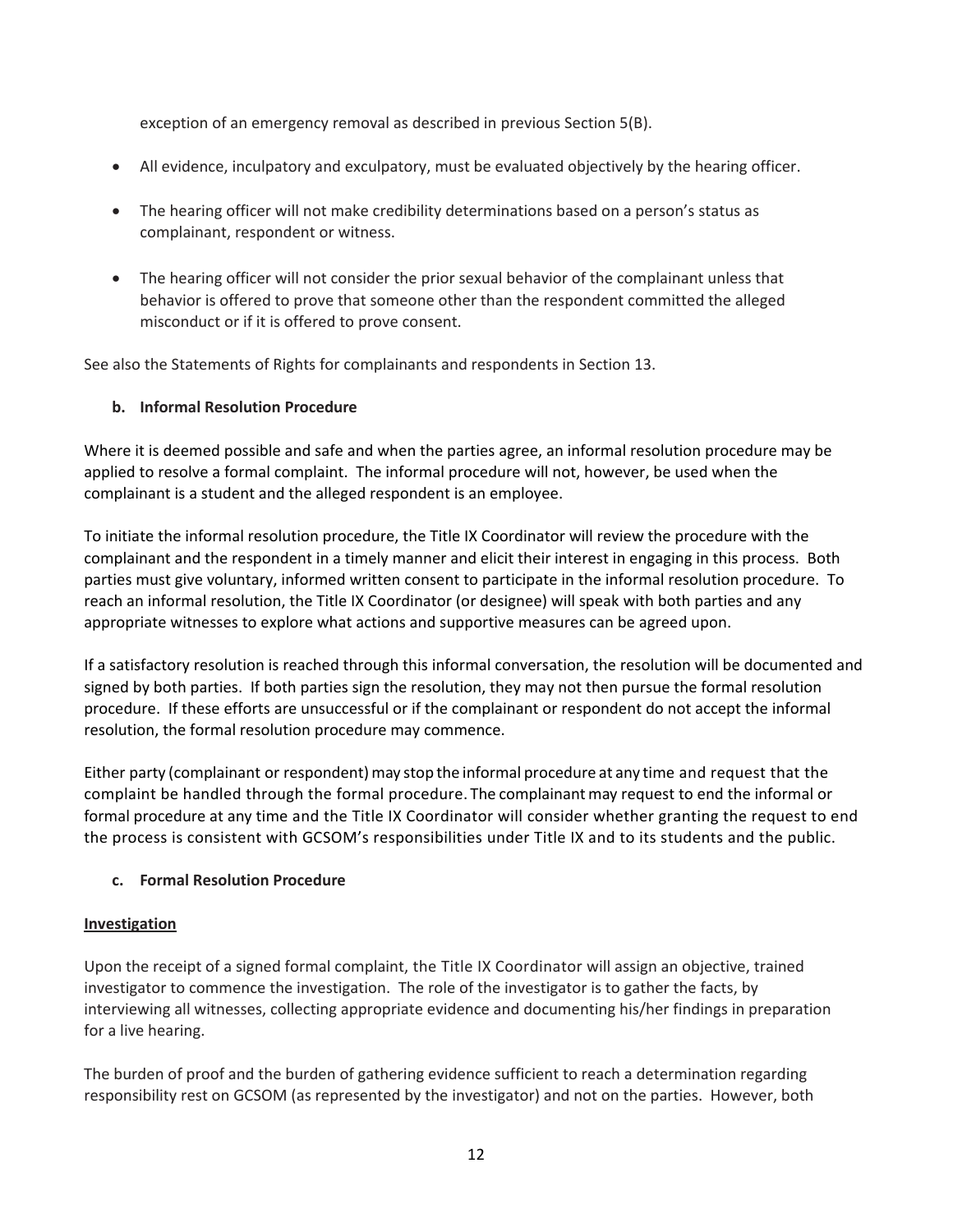exception of an emergency removal as described in previous Section 5(B).

- All evidence, inculpatory and exculpatory, must be evaluated objectively by the hearing officer.
- The hearing officer will not make credibility determinations based on a person's status as complainant, respondent or witness.
- The hearing officer will not consider the prior sexual behavior of the complainant unless that behavior is offered to prove that someone other than the respondent committed the alleged misconduct or if it is offered to prove consent.

See also the Statements of Rights for complainants and respondents in Section 13.

**b. Informal Resolution Procedure**

Where it is deemed possible and safe and when the parties agree, an informal resolution procedure may be applied to resolve a formal complaint. The informal procedure will not, however, be used when the complainant is a student and the alleged respondent is an employee.

To initiate the informal resolution procedure, the Title IX Coordinator will review the procedure with the complainant and the respondent in a timely manner and elicit their interest in engaging in this process. Both parties must give voluntary, informed written consent to participate in the informal resolution procedure. To reach an informal resolution, the Title IX Coordinator (or designee) will speak with both parties and any appropriate witnesses to explore what actions and supportive measures can be agreed upon.

If a satisfactory resolution is reached through this informal conversation, the resolution will be documented and signed by both parties. If both parties sign the resolution, they may not then pursue the formal resolution procedure. If these efforts are unsuccessful or if the complainant or respondent do not accept the informal resolution, the formal resolution procedure may commence.

Either party (complainant or respondent) may stop the informal procedure at any time and request that the complaint be handled through the formal procedure. The complainant may request to end the informal or formal procedure at any time and the Title IX Coordinator will consider whether granting the request to end the process is consistent with GCSOM's responsibilities under Title IX and to its students and the public.

**c. Formal Resolution Procedure**

**Investigation**

Upon the receipt of a signed formal complaint, the Title IX Coordinator will assign an objective, trained investigator to commence the investigation. The role of the investigator is to gather the facts, by interviewing all witnesses, collecting appropriate evidence and documenting his/her findings in preparation for a live hearing.

The burden of proof and the burden of gathering evidence sufficient to reach a determination regarding responsibility rest on GCSOM (as represented by the investigator) and not on the parties. However, both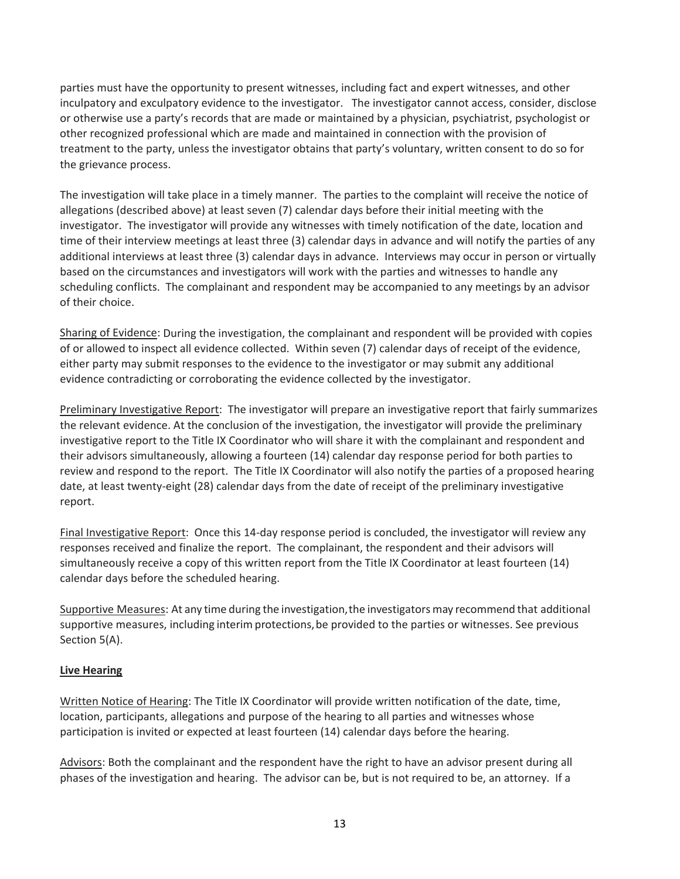parties must have the opportunity to present witnesses, including fact and expert witnesses, and other inculpatory and exculpatory evidence to the investigator. The investigator cannot access, consider, disclose or otherwise use a party's records that are made or maintained by a physician, psychiatrist, psychologist or other recognized professional which are made and maintained in connection with the provision of treatment to the party, unless the investigator obtains that party's voluntary, written consent to do so for the grievance process.

The investigation will take place in a timely manner. The parties to the complaint will receive the notice of allegations (described above) at least seven (7) calendar days before their initial meeting with the investigator. The investigator will provide any witnesses with timely notification of the date, location and time of their interview meetings at least three (3) calendar days in advance and will notify the parties of any additional interviews at least three (3) calendar days in advance. Interviews may occur in person or virtually based on the circumstances and investigators will work with the parties and witnesses to handle any scheduling conflicts. The complainant and respondent may be accompanied to any meetings by an advisor of their choice.

<u>Sharing of Evidence</u>: During the investigation, the complainant and respondent will be provided with copies of or allowed to inspect all evidence collected. Within seven (7) calendar days of receipt of the evidence, either party may submit responses to the evidence to the investigator or may submit any additional evidence contradicting or corroborating the evidence collected by the investigator.

<u>Preliminary Investigative Report</u>: The investigator will prepare an investigative report that fairly summarizes the relevant evidence. At the conclusion of the investigation, the investigator will provide the preliminary investigative report to the Title IX Coordinator who will share it with the complainant and respondent and their advisors simultaneously, allowing a fourteen (14) calendar day response period for both parties to review and respond to the report. The Title IX Coordinator will also notify the parties of a proposed hearing date, at least twenty-eight (28) calendar days from the date of receipt of the preliminary investigative report.

<u>Final Investigative Report</u>: Once this 14-day response period is concluded, the investigator will review any responses received and finalize the report. The complainant, the respondent and their advisors will simultaneously receive a copy of this written report from the Title IX Coordinator at least fourteen (14) calendar days before the scheduled hearing.

<u>Supportive Measures</u>: At any time during the investigation, the investigators may recommend that additional supportive measures, including interim protections, be provided to the parties or witnesses. See previous Section 5(A).

**<u>Live Hearing</u>**

<u>Written Notice of Hearing</u>: The Title IX Coordinator will provide written notification of the date, time, location, participants, allegations and purpose of the hearing to all parties and witnesses whose participation is invited or expected at least fourteen (14) calendar days before the hearing.

<u>Advisors</u>: Both the complainant and the respondent have the right to have an advisor present during all phases of the investigation and hearing. The advisor can be, but is not required to be, an attorney. If a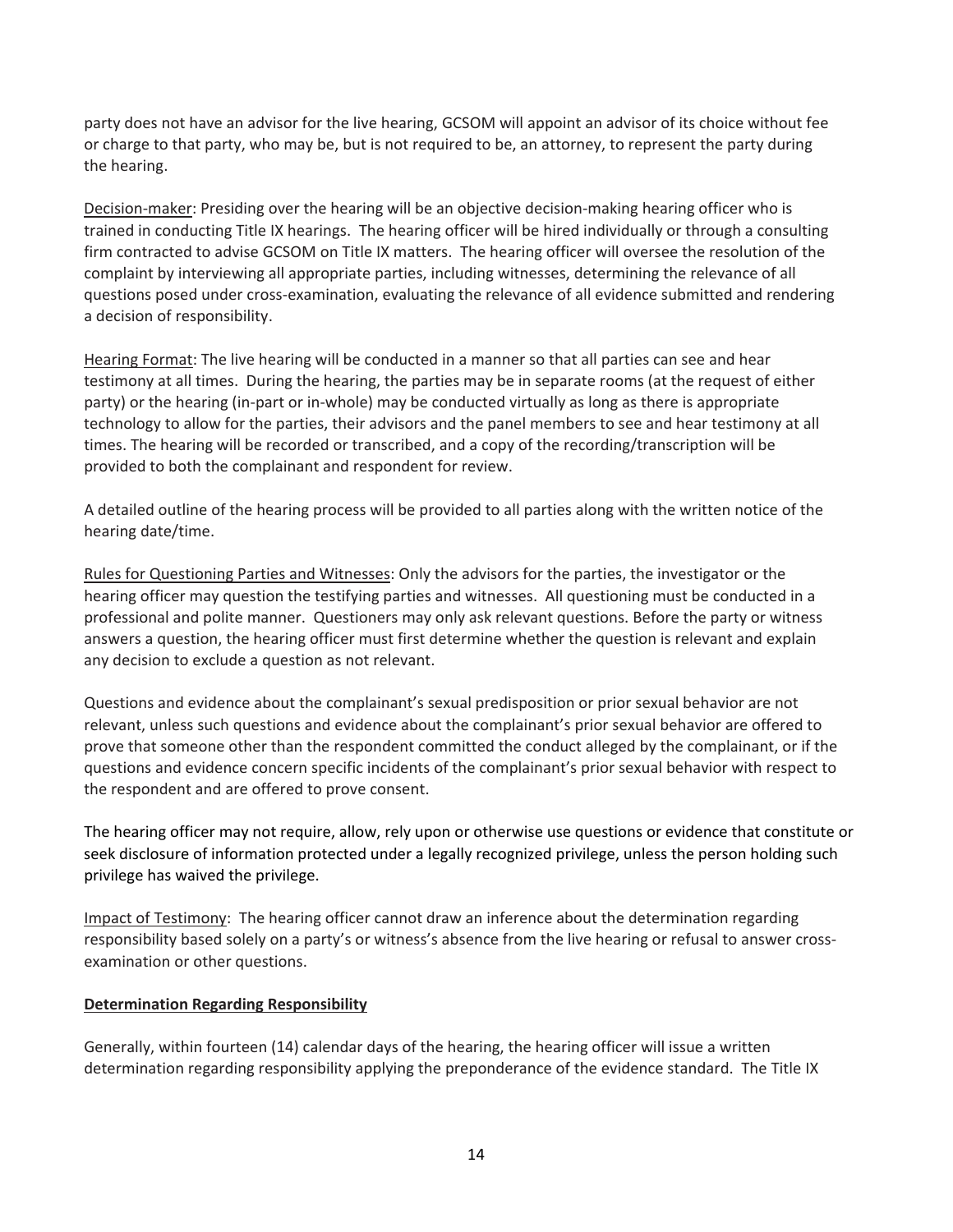party does not have an advisor for the live hearing, GCSOM will appoint an advisor of its choice without fee or charge to that party, who may be, but is not required to be, an attorney, to represent the party during the hearing.

Decision-maker: Presiding over the hearing will be an objective decision-making hearing officer who is trained in conducting Title IX hearings. The hearing officer will be hired individually or through a consulting firm contracted to advise GCSOM on Title IX matters. The hearing officer will oversee the resolution of the complaint by interviewing all appropriate parties, including witnesses, determining the relevance of all questions posed under cross-examination, evaluating the relevance of all evidence submitted and rendering a decision of responsibility.

Hearing Format: The live hearing will be conducted in a manner so that all parties can see and hear testimony at all times. During the hearing, the parties may be in separate rooms (at the request of either party) or the hearing (in-part or in-whole) may be conducted virtually as long as there is appropriate technology to allow for the parties, their advisors and the panel members to see and hear testimony at all times. The hearing will be recorded or transcribed, and a copy of the recording/transcription will be provided to both the complainant and respondent for review.

A detailed outline of the hearing process will be provided to all parties along with the written notice of the hearing date/time.

Rules for Questioning Parties and Witnesses: Only the advisors for the parties, the investigator or the hearing officer may question the testifying parties and witnesses. All questioning must be conducted in a professional and polite manner. Questioners may only ask relevant questions. Before the party or witness answers a question, the hearing officer must first determine whether the question is relevant and explain any decision to exclude a question as not relevant.

Questions and evidence about the complainant's sexual predisposition or prior sexual behavior are not relevant, unless such questions and evidence about the complainant's prior sexual behavior are offered to prove that someone other than the respondent committed the conduct alleged by the complainant, or if the questions and evidence concern specific incidents of the complainant's prior sexual behavior with respect to the respondent and are offered to prove consent.

The hearing officer may not require, allow, rely upon or otherwise use questions or evidence that constitute or seek disclosure of information protected under a legally recognized privilege, unless the person holding such privilege has waived the privilege.

Impact of Testimony: The hearing officer cannot draw an inference about the determination regarding responsibility based solely on a party's or witness's absence from the live hearing or refusal to answer cross-examination or other questions.

**Determination Regarding Responsibility**

Generally, within fourteen (14) calendar days of the hearing, the hearing officer will issue a written determination regarding responsibility applying the preponderance of the evidence standard. The Title IX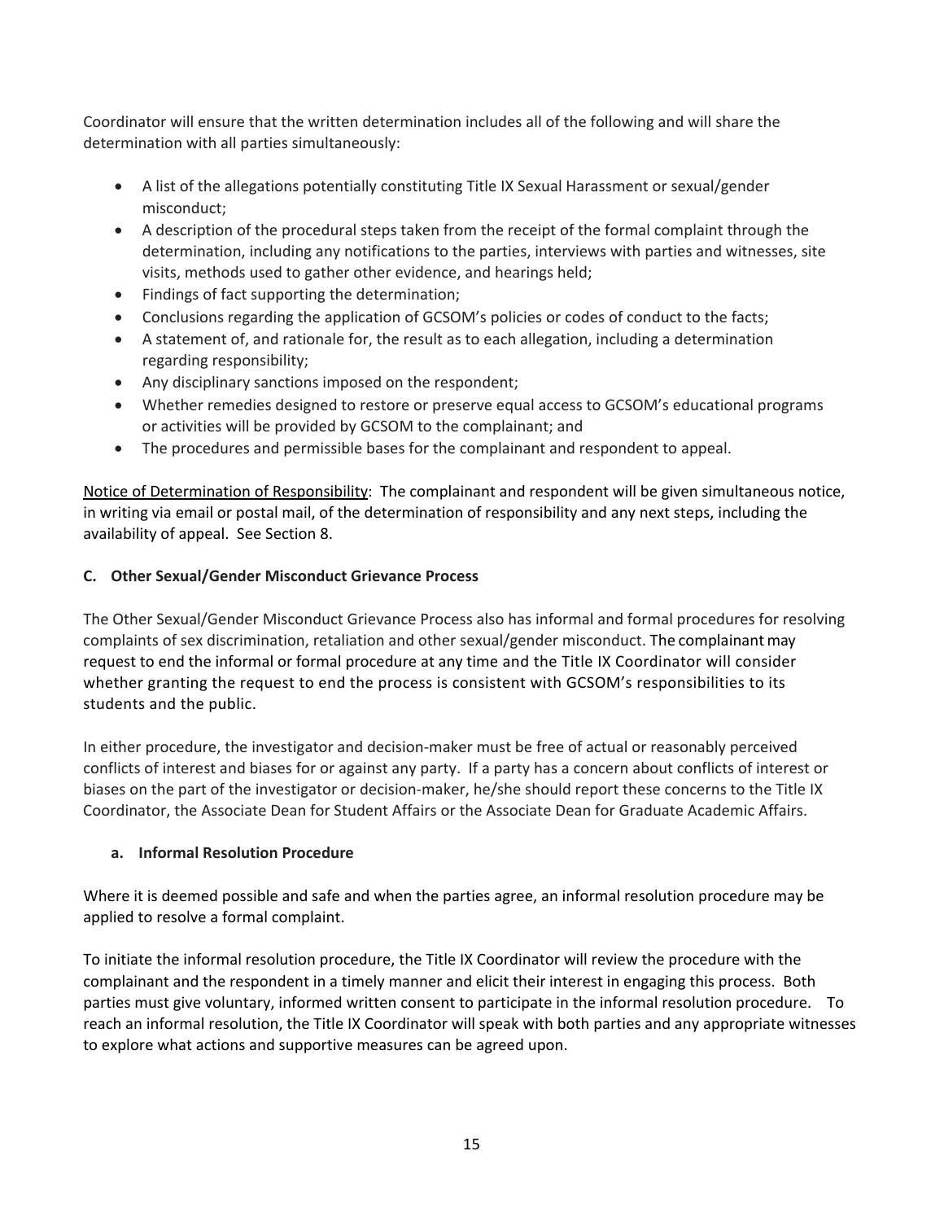Coordinator will ensure that the written determination includes all of the following and will share the determination with all parties simultaneously:

- A list of the allegations potentially constituting Title IX Sexual Harassment or sexual/gender misconduct;
- A description of the procedural steps taken from the receipt of the formal complaint through the determination, including any notifications to the parties, interviews with parties and witnesses, site visits, methods used to gather other evidence, and hearings held;
- Findings of fact supporting the determination;
- Conclusions regarding the application of GCSOM's policies or codes of conduct to the facts;
- A statement of, and rationale for, the result as to each allegation, including a determination regarding responsibility;
- Any disciplinary sanctions imposed on the respondent;
- Whether remedies designed to restore or preserve equal access to GCSOM's educational programs or activities will be provided by GCSOM to the complainant; and
- The procedures and permissible bases for the complainant and respondent to appeal.

<u>Notice of Determination of Responsibility</u>: The complainant and respondent will be given simultaneous notice, in writing via email or postal mail, of the determination of responsibility and any next steps, including the availability of appeal. See Section 8.

**C. Other Sexual/Gender Misconduct Grievance Process**

The Other Sexual/Gender Misconduct Grievance Process also has informal and formal procedures for resolving complaints of sex discrimination, retaliation and other sexual/gender misconduct. The complainant may request to end the informal or formal procedure at any time and the Title IX Coordinator will consider whether granting the request to end the process is consistent with GCSOM's responsibilities to its students and the public.

In either procedure, the investigator and decision-maker must be free of actual or reasonably perceived conflicts of interest and biases for or against any party. If a party has a concern about conflicts of interest or biases on the part of the investigator or decision-maker, he/she should report these concerns to the Title IX Coordinator, the Associate Dean for Student Affairs or the Associate Dean for Graduate Academic Affairs.

**a. Informal Resolution Procedure**

Where it is deemed possible and safe and when the parties agree, an informal resolution procedure may be applied to resolve a formal complaint.

To initiate the informal resolution procedure, the Title IX Coordinator will review the procedure with the complainant and the respondent in a timely manner and elicit their interest in engaging this process. Both parties must give voluntary, informed written consent to participate in the informal resolution procedure. To reach an informal resolution, the Title IX Coordinator will speak with both parties and any appropriate witnesses to explore what actions and supportive measures can be agreed upon.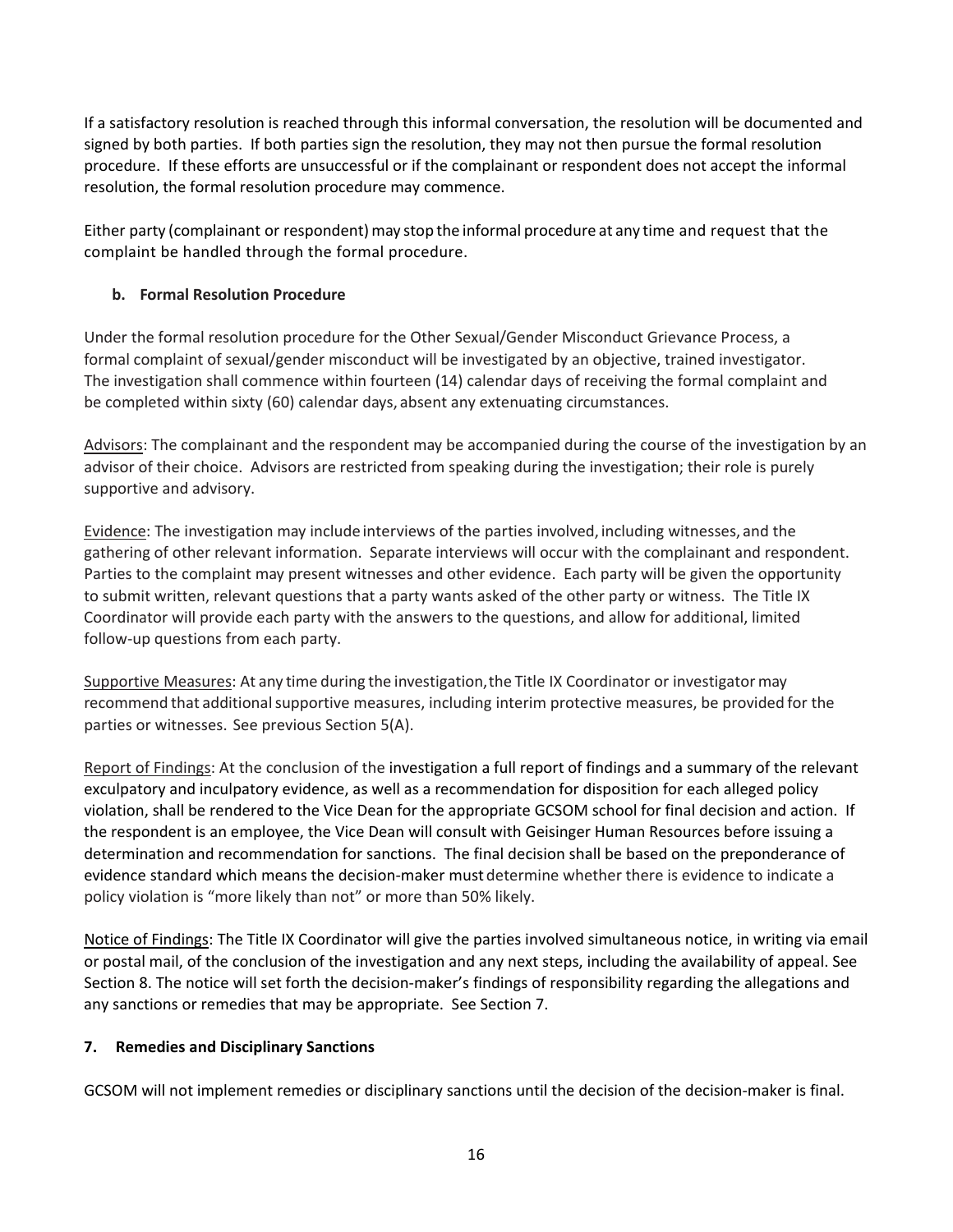If a satisfactory resolution is reached through this informal conversation, the resolution will be documented and signed by both parties. If both parties sign the resolution, they may not then pursue the formal resolution procedure. If these efforts are unsuccessful or if the complainant or respondent does not accept the informal resolution, the formal resolution procedure may commence.

Either party (complainant or respondent) may stop the informal procedure at any time and request that the complaint be handled through the formal procedure.

### b. Formal Resolution Procedure

Under the formal resolution procedure for the Other Sexual/Gender Misconduct Grievance Process, a formal complaint of sexual/gender misconduct will be investigated by an objective, trained investigator. The investigation shall commence within fourteen (14) calendar days of receiving the formal complaint and be completed within sixty (60) calendar days, absent any extenuating circumstances.

<u>Advisors</u>: The complainant and the respondent may be accompanied during the course of the investigation by an advisor of their choice. Advisors are restricted from speaking during the investigation; their role is purely supportive and advisory.

<u>Evidence</u>: The investigation may include interviews of the parties involved, including witnesses, and the gathering of other relevant information. Separate interviews will occur with the complainant and respondent. Parties to the complaint may present witnesses and other evidence. Each party will be given the opportunity to submit written, relevant questions that a party wants asked of the other party or witness. The Title IX Coordinator will provide each party with the answers to the questions, and allow for additional, limited follow-up questions from each party.

<u>Supportive Measures</u>: At any time during the investigation, the Title IX Coordinator or investigator may recommend that additional supportive measures, including interim protective measures, be provided for the parties or witnesses. See previous Section 5(A).

<u>Report of Findings</u>: At the conclusion of the investigation a full report of findings and a summary of the relevant exculpatory and inculpatory evidence, as well as a recommendation for disposition for each alleged policy violation, shall be rendered to the Vice Dean for the appropriate GCSOM school for final decision and action. If the respondent is an employee, the Vice Dean will consult with Geisinger Human Resources before issuing a determination and recommendation for sanctions. The final decision shall be based on the preponderance of evidence standard which means the decision-maker must determine whether there is evidence to indicate a policy violation is "more likely than not" or more than 50% likely.

<u>Notice of Findings</u>: The Title IX Coordinator will give the parties involved simultaneous notice, in writing via email or postal mail, of the conclusion of the investigation and any next steps, including the availability of appeal. See Section 8. The notice will set forth the decision-maker's findings of responsibility regarding the allegations and any sanctions or remedies that may be appropriate. See Section 7.

## 7. Remedies and Disciplinary Sanctions

GCSOM will not implement remedies or disciplinary sanctions until the decision of the decision-maker is final.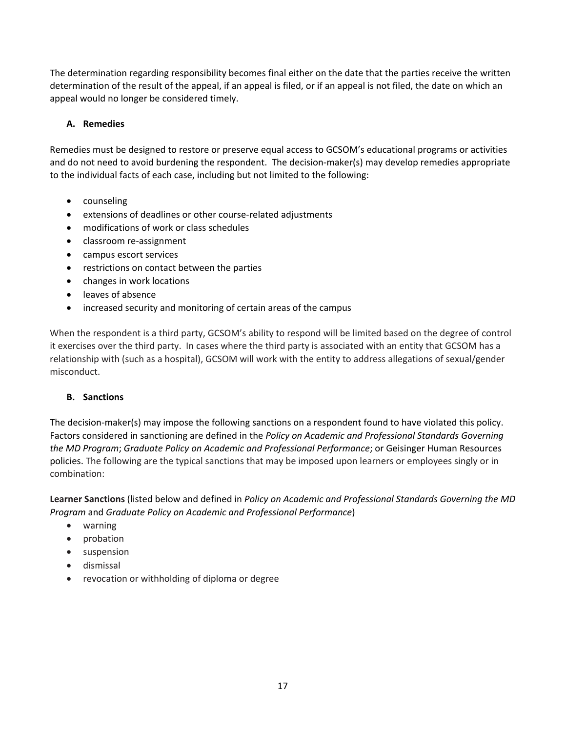The determination regarding responsibility becomes final either on the date that the parties receive the written determination of the result of the appeal, if an appeal is filed, or if an appeal is not filed, the date on which an appeal would no longer be considered timely.

### A. Remedies

Remedies must be designed to restore or preserve equal access to GCSOM's educational programs or activities and do not need to avoid burdening the respondent. The decision-maker(s) may develop remedies appropriate to the individual facts of each case, including but not limited to the following:

- counseling
- extensions of deadlines or other course-related adjustments
- modifications of work or class schedules
- classroom re-assignment
- campus escort services
- restrictions on contact between the parties
- changes in work locations
- leaves of absence
- increased security and monitoring of certain areas of the campus

When the respondent is a third party, GCSOM's ability to respond will be limited based on the degree of control it exercises over the third party. In cases where the third party is associated with an entity that GCSOM has a relationship with (such as a hospital), GCSOM will work with the entity to address allegations of sexual/gender misconduct.

### B. Sanctions

The decision-maker(s) may impose the following sanctions on a respondent found to have violated this policy. Factors considered in sanctioning are defined in the *Policy on Academic and Professional Standards Governing the MD Program*; *Graduate Policy on Academic and Professional Performance*; or Geisinger Human Resources policies. The following are the typical sanctions that may be imposed upon learners or employees singly or in combination:

**Learner Sanctions** (listed below and defined in *Policy on Academic and Professional Standards Governing the MD Program* and *Graduate Policy on Academic and Professional Performance*)

- warning
- probation
- suspension
- dismissal
- revocation or withholding of diploma or degree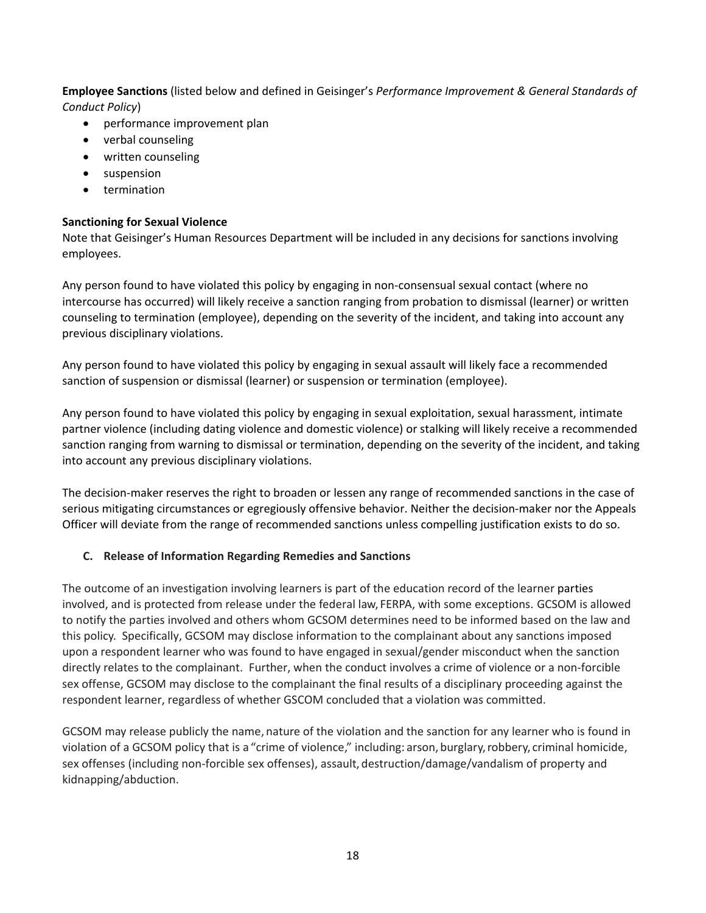**Employee Sanctions** (listed below and defined in Geisinger's *Performance Improvement & General Standards of Conduct Policy*)

- performance improvement plan
- verbal counseling
- written counseling
- suspension
- termination

**Sanctioning for Sexual Violence**

Note that Geisinger's Human Resources Department will be included in any decisions for sanctions involving employees.

Any person found to have violated this policy by engaging in non-consensual sexual contact (where no intercourse has occurred) will likely receive a sanction ranging from probation to dismissal (learner) or written counseling to termination (employee), depending on the severity of the incident, and taking into account any previous disciplinary violations.

Any person found to have violated this policy by engaging in sexual assault will likely face a recommended sanction of suspension or dismissal (learner) or suspension or termination (employee).

Any person found to have violated this policy by engaging in sexual exploitation, sexual harassment, intimate partner violence (including dating violence and domestic violence) or stalking will likely receive a recommended sanction ranging from warning to dismissal or termination, depending on the severity of the incident, and taking into account any previous disciplinary violations.

The decision-maker reserves the right to broaden or lessen any range of recommended sanctions in the case of serious mitigating circumstances or egregiously offensive behavior. Neither the decision-maker nor the Appeals Officer will deviate from the range of recommended sanctions unless compelling justification exists to do so.

### C. Release of Information Regarding Remedies and Sanctions

The outcome of an investigation involving learners is part of the education record of the learner parties involved, and is protected from release under the federal law, FERPA, with some exceptions. GCSOM is allowed to notify the parties involved and others whom GCSOM determines need to be informed based on the law and this policy. Specifically, GCSOM may disclose information to the complainant about any sanctions imposed upon a respondent learner who was found to have engaged in sexual/gender misconduct when the sanction directly relates to the complainant. Further, when the conduct involves a crime of violence or a non-forcible sex offense, GCSOM may disclose to the complainant the final results of a disciplinary proceeding against the respondent learner, regardless of whether GSCOM concluded that a violation was committed.

GCSOM may release publicly the name, nature of the violation and the sanction for any learner who is found in violation of a GCSOM policy that is a "crime of violence," including: arson, burglary, robbery, criminal homicide, sex offenses (including non-forcible sex offenses), assault, destruction/damage/vandalism of property and kidnapping/abduction.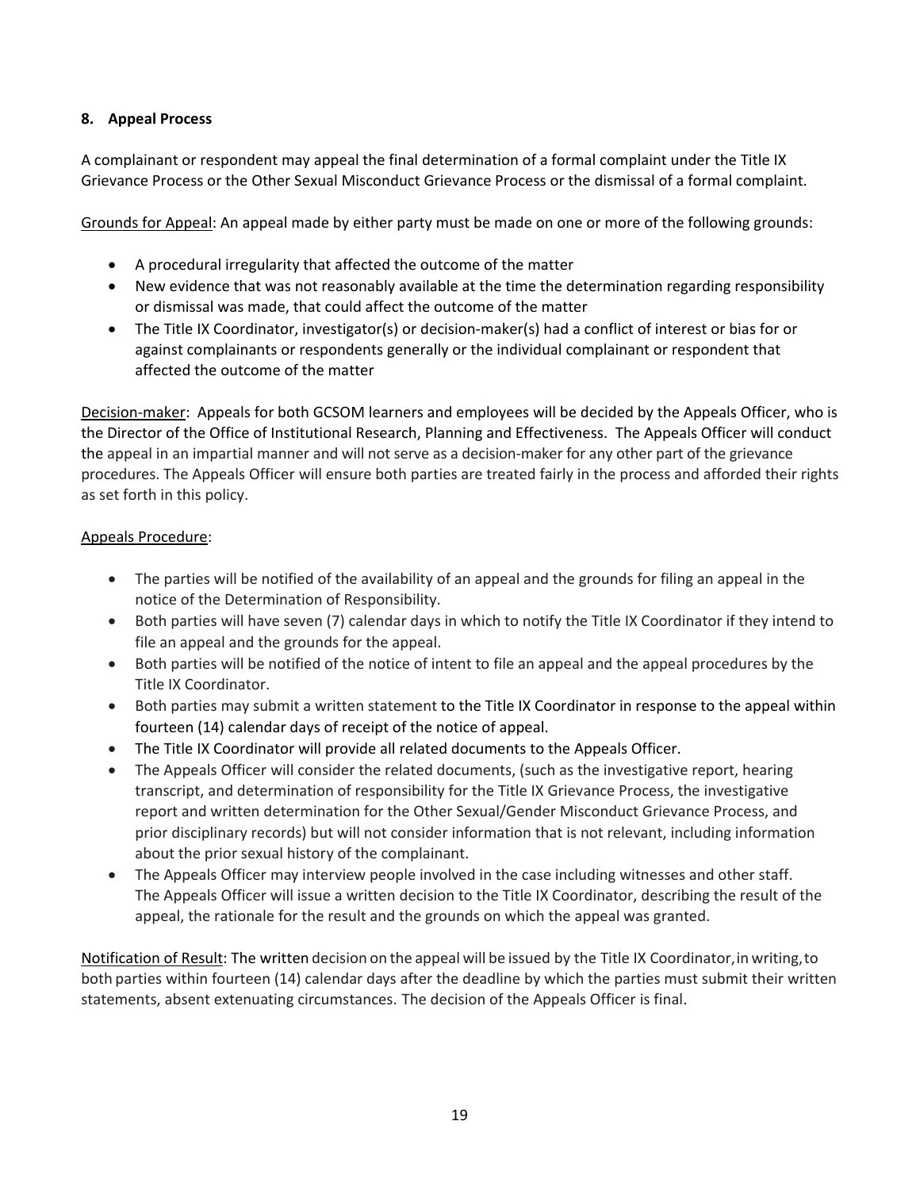### 8. Appeal Process

A complainant or respondent may appeal the final determination of a formal complaint under the Title IX Grievance Process or the Other Sexual Misconduct Grievance Process or the dismissal of a formal complaint.

<u>Grounds for Appeal</u>: An appeal made by either party must be made on one or more of the following grounds:

- A procedural irregularity that affected the outcome of the matter
- New evidence that was not reasonably available at the time the determination regarding responsibility or dismissal was made, that could affect the outcome of the matter
- The Title IX Coordinator, investigator(s) or decision-maker(s) had a conflict of interest or bias for or against complainants or respondents generally or the individual complainant or respondent that affected the outcome of the matter

<u>Decision-maker</u>: Appeals for both GCSOM learners and employees will be decided by the Appeals Officer, who is the Director of the Office of Institutional Research, Planning and Effectiveness. The Appeals Officer will conduct the appeal in an impartial manner and will not serve as a decision-maker for any other part of the grievance procedures. The Appeals Officer will ensure both parties are treated fairly in the process and afforded their rights as set forth in this policy.

<u>Appeals Procedure</u>:

- The parties will be notified of the availability of an appeal and the grounds for filing an appeal in the notice of the Determination of Responsibility.
- Both parties will have seven (7) calendar days in which to notify the Title IX Coordinator if they intend to file an appeal and the grounds for the appeal.
- Both parties will be notified of the notice of intent to file an appeal and the appeal procedures by the Title IX Coordinator.
- Both parties may submit a written statement to the Title IX Coordinator in response to the appeal within fourteen (14) calendar days of receipt of the notice of appeal.
- The Title IX Coordinator will provide all related documents to the Appeals Officer.
- The Appeals Officer will consider the related documents, (such as the investigative report, hearing transcript, and determination of responsibility for the Title IX Grievance Process, the investigative report and written determination for the Other Sexual/Gender Misconduct Grievance Process, and prior disciplinary records) but will not consider information that is not relevant, including information about the prior sexual history of the complainant.
- The Appeals Officer may interview people involved in the case including witnesses and other staff. The Appeals Officer will issue a written decision to the Title IX Coordinator, describing the result of the appeal, the rationale for the result and the grounds on which the appeal was granted.

<u>Notification of Result</u>: The written decision on the appeal will be issued by the Title IX Coordinator, in writing, to both parties within fourteen (14) calendar days after the deadline by which the parties must submit their written statements, absent extenuating circumstances. The decision of the Appeals Officer is final.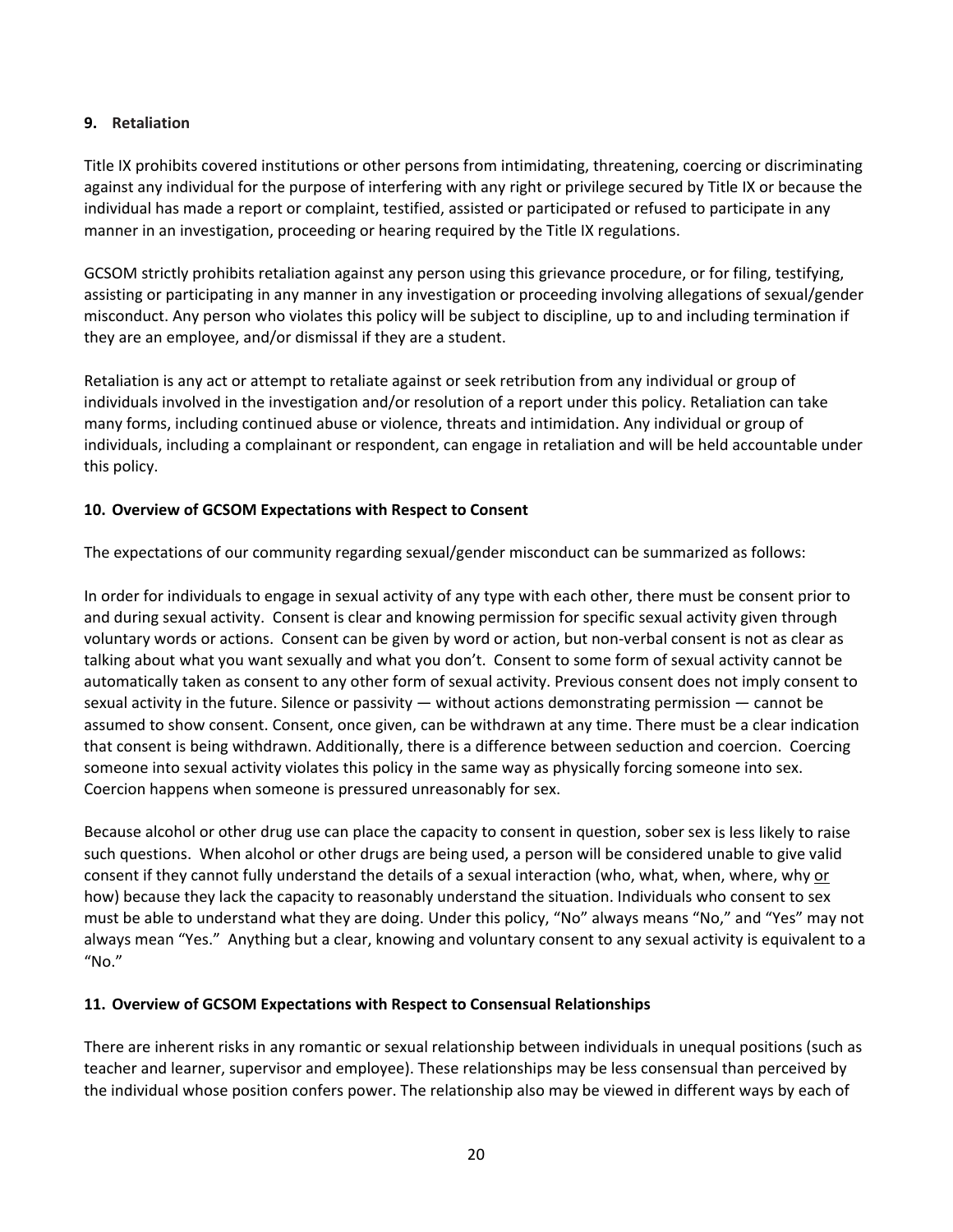**9. Retaliation**

Title IX prohibits covered institutions or other persons from intimidating, threatening, coercing or discriminating against any individual for the purpose of interfering with any right or privilege secured by Title IX or because the individual has made a report or complaint, testified, assisted or participated or refused to participate in any manner in an investigation, proceeding or hearing required by the Title IX regulations.

GCSOM strictly prohibits retaliation against any person using this grievance procedure, or for filing, testifying, assisting or participating in any manner in any investigation or proceeding involving allegations of sexual/gender misconduct. Any person who violates this policy will be subject to discipline, up to and including termination if they are an employee, and/or dismissal if they are a student.

Retaliation is any act or attempt to retaliate against or seek retribution from any individual or group of individuals involved in the investigation and/or resolution of a report under this policy. Retaliation can take many forms, including continued abuse or violence, threats and intimidation. Any individual or group of individuals, including a complainant or respondent, can engage in retaliation and will be held accountable under this policy.

**10. Overview of GCSOM Expectations with Respect to Consent**

The expectations of our community regarding sexual/gender misconduct can be summarized as follows:

In order for individuals to engage in sexual activity of any type with each other, there must be consent prior to and during sexual activity. Consent is clear and knowing permission for specific sexual activity given through voluntary words or actions. Consent can be given by word or action, but non-verbal consent is not as clear as talking about what you want sexually and what you don't. Consent to some form of sexual activity cannot be automatically taken as consent to any other form of sexual activity. Previous consent does not imply consent to sexual activity in the future. Silence or passivity — without actions demonstrating permission — cannot be assumed to show consent. Consent, once given, can be withdrawn at any time. There must be a clear indication that consent is being withdrawn. Additionally, there is a difference between seduction and coercion. Coercing someone into sexual activity violates this policy in the same way as physically forcing someone into sex. Coercion happens when someone is pressured unreasonably for sex.

Because alcohol or other drug use can place the capacity to consent in question, sober sex is less likely to raise such questions. When alcohol or other drugs are being used, a person will be considered unable to give valid consent if they cannot fully understand the details of a sexual interaction (who, what, when, where, why <u>or</u> how) because they lack the capacity to reasonably understand the situation. Individuals who consent to sex must be able to understand what they are doing. Under this policy, "No" always means "No," and "Yes" may not always mean "Yes." Anything but a clear, knowing and voluntary consent to any sexual activity is equivalent to a "No."

**11. Overview of GCSOM Expectations with Respect to Consensual Relationships**

There are inherent risks in any romantic or sexual relationship between individuals in unequal positions (such as teacher and learner, supervisor and employee). These relationships may be less consensual than perceived by the individual whose position confers power. The relationship also may be viewed in different ways by each of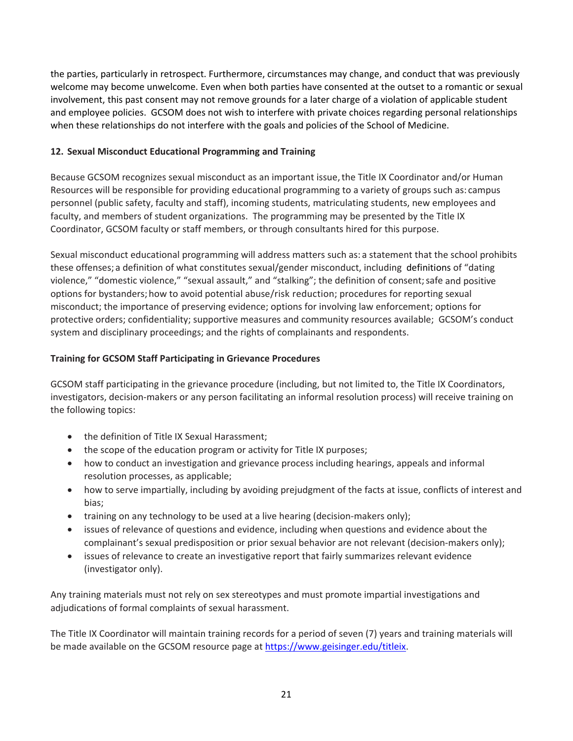the parties, particularly in retrospect. Furthermore, circumstances may change, and conduct that was previously welcome may become unwelcome. Even when both parties have consented at the outset to a romantic or sexual involvement, this past consent may not remove grounds for a later charge of a violation of applicable student and employee policies. GCSOM does not wish to interfere with private choices regarding personal relationships when these relationships do not interfere with the goals and policies of the School of Medicine.

**12. Sexual Misconduct Educational Programming and Training**

Because GCSOM recognizes sexual misconduct as an important issue, the Title IX Coordinator and/or Human Resources will be responsible for providing educational programming to a variety of groups such as: campus personnel (public safety, faculty and staff), incoming students, matriculating students, new employees and faculty, and members of student organizations. The programming may be presented by the Title IX Coordinator, GCSOM faculty or staff members, or through consultants hired for this purpose.

Sexual misconduct educational programming will address matters such as: a statement that the school prohibits these offenses; a definition of what constitutes sexual/gender misconduct, including definitions of "dating violence," "domestic violence," "sexual assault," and "stalking"; the definition of consent; safe and positive options for bystanders; how to avoid potential abuse/risk reduction; procedures for reporting sexual misconduct; the importance of preserving evidence; options for involving law enforcement; options for protective orders; confidentiality; supportive measures and community resources available; GCSOM's conduct system and disciplinary proceedings; and the rights of complainants and respondents.

**Training for GCSOM Staff Participating in Grievance Procedures**

GCSOM staff participating in the grievance procedure (including, but not limited to, the Title IX Coordinators, investigators, decision-makers or any person facilitating an informal resolution process) will receive training on the following topics:

- the definition of Title IX Sexual Harassment;
- the scope of the education program or activity for Title IX purposes;
- how to conduct an investigation and grievance process including hearings, appeals and informal resolution processes, as applicable;
- how to serve impartially, including by avoiding prejudgment of the facts at issue, conflicts of interest and bias;
- training on any technology to be used at a live hearing (decision-makers only);
- issues of relevance of questions and evidence, including when questions and evidence about the complainant's sexual predisposition or prior sexual behavior are not relevant (decision-makers only);
- issues of relevance to create an investigative report that fairly summarizes relevant evidence (investigator only).

Any training materials must not rely on sex stereotypes and must promote impartial investigations and adjudications of formal complaints of sexual harassment.

The Title IX Coordinator will maintain training records for a period of seven (7) years and training materials will be made available on the GCSOM resource page at https://www.geisinger.edu/titleix.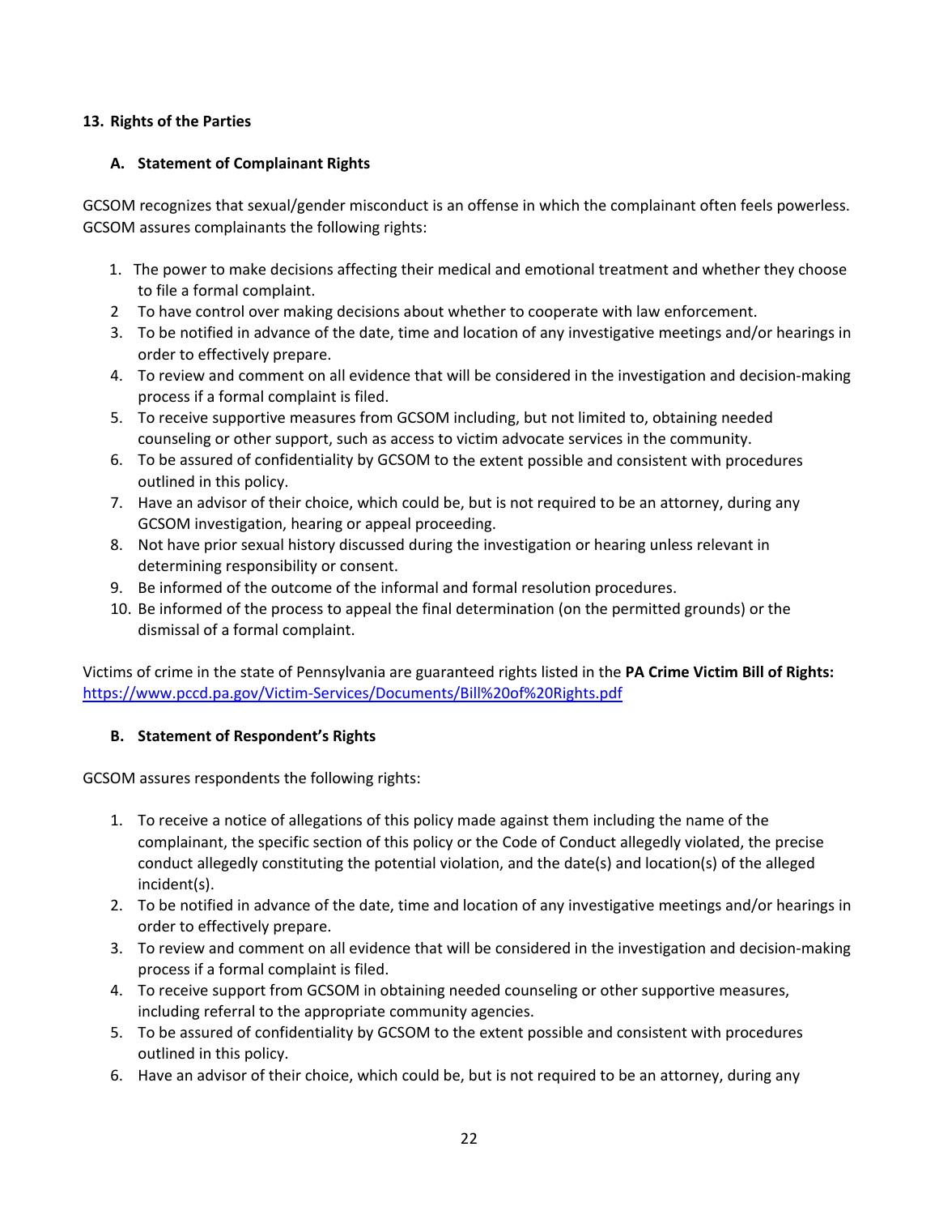**13. Rights of the Parties**

**A. Statement of Complainant Rights**

GCSOM recognizes that sexual/gender misconduct is an offense in which the complainant often feels powerless. GCSOM assures complainants the following rights:

1. The power to make decisions affecting their medical and emotional treatment and whether they choose to file a formal complaint.
2. To have control over making decisions about whether to cooperate with law enforcement.
3. To be notified in advance of the date, time and location of any investigative meetings and/or hearings in order to effectively prepare.
4. To review and comment on all evidence that will be considered in the investigation and decision-making process if a formal complaint is filed.
5. To receive supportive measures from GCSOM including, but not limited to, obtaining needed counseling or other support, such as access to victim advocate services in the community.
6. To be assured of confidentiality by GCSOM to the extent possible and consistent with procedures outlined in this policy.
7. Have an advisor of their choice, which could be, but is not required to be an attorney, during any GCSOM investigation, hearing or appeal proceeding.
8. Not have prior sexual history discussed during the investigation or hearing unless relevant in determining responsibility or consent.
9. Be informed of the outcome of the informal and formal resolution procedures.
10. Be informed of the process to appeal the final determination (on the permitted grounds) or the dismissal of a formal complaint.

Victims of crime in the state of Pennsylvania are guaranteed rights listed in the **PA Crime Victim Bill of Rights:** https://www.pccd.pa.gov/Victim-Services/Documents/Bill%20of%20Rights.pdf

**B. Statement of Respondent's Rights**

GCSOM assures respondents the following rights:

1. To receive a notice of allegations of this policy made against them including the name of the complainant, the specific section of this policy or the Code of Conduct allegedly violated, the precise conduct allegedly constituting the potential violation, and the date(s) and location(s) of the alleged incident(s).
2. To be notified in advance of the date, time and location of any investigative meetings and/or hearings in order to effectively prepare.
3. To review and comment on all evidence that will be considered in the investigation and decision-making process if a formal complaint is filed.
4. To receive support from GCSOM in obtaining needed counseling or other supportive measures, including referral to the appropriate community agencies.
5. To be assured of confidentiality by GCSOM to the extent possible and consistent with procedures outlined in this policy.
6. Have an advisor of their choice, which could be, but is not required to be an attorney, during any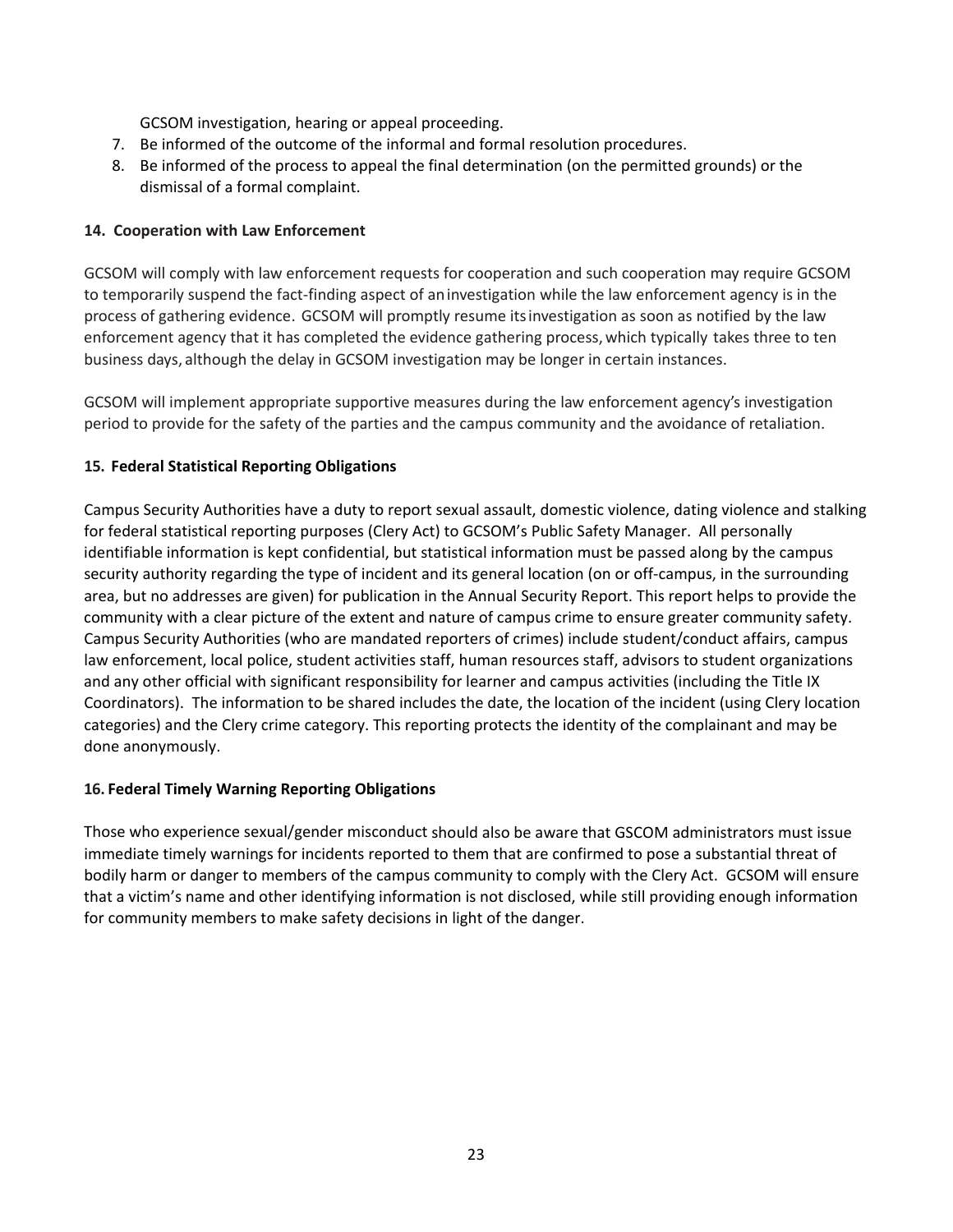GCSOM investigation, hearing or appeal proceeding.

7. Be informed of the outcome of the informal and formal resolution procedures.
8. Be informed of the process to appeal the final determination (on the permitted grounds) or the dismissal of a formal complaint.

**14. Cooperation with Law Enforcement**

GCSOM will comply with law enforcement requests for cooperation and such cooperation may require GCSOM to temporarily suspend the fact-finding aspect of an investigation while the law enforcement agency is in the process of gathering evidence. GCSOM will promptly resume its investigation as soon as notified by the law enforcement agency that it has completed the evidence gathering process, which typically takes three to ten business days, although the delay in GCSOM investigation may be longer in certain instances.

GCSOM will implement appropriate supportive measures during the law enforcement agency's investigation period to provide for the safety of the parties and the campus community and the avoidance of retaliation.

**15. Federal Statistical Reporting Obligations**

Campus Security Authorities have a duty to report sexual assault, domestic violence, dating violence and stalking for federal statistical reporting purposes (Clery Act) to GCSOM's Public Safety Manager. All personally identifiable information is kept confidential, but statistical information must be passed along by the campus security authority regarding the type of incident and its general location (on or off-campus, in the surrounding area, but no addresses are given) for publication in the Annual Security Report. This report helps to provide the community with a clear picture of the extent and nature of campus crime to ensure greater community safety. Campus Security Authorities (who are mandated reporters of crimes) include student/conduct affairs, campus law enforcement, local police, student activities staff, human resources staff, advisors to student organizations and any other official with significant responsibility for learner and campus activities (including the Title IX Coordinators). The information to be shared includes the date, the location of the incident (using Clery location categories) and the Clery crime category. This reporting protects the identity of the complainant and may be done anonymously.

**16. Federal Timely Warning Reporting Obligations**

Those who experience sexual/gender misconduct should also be aware that GSCOM administrators must issue immediate timely warnings for incidents reported to them that are confirmed to pose a substantial threat of bodily harm or danger to members of the campus community to comply with the Clery Act. GCSOM will ensure that a victim's name and other identifying information is not disclosed, while still providing enough information for community members to make safety decisions in light of the danger.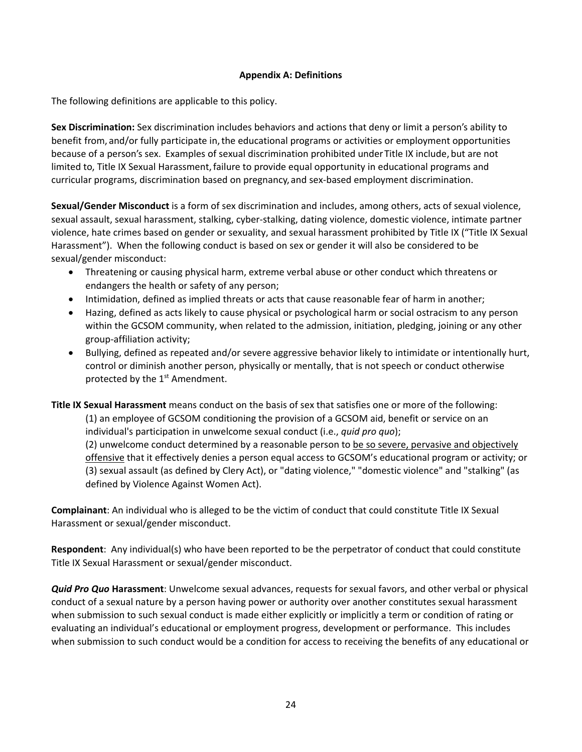## Appendix A: Definitions

The following definitions are applicable to this policy.

**Sex Discrimination:** Sex discrimination includes behaviors and actions that deny or limit a person's ability to benefit from, and/or fully participate in, the educational programs or activities or employment opportunities because of a person's sex. Examples of sexual discrimination prohibited under Title IX include, but are not limited to, Title IX Sexual Harassment, failure to provide equal opportunity in educational programs and curricular programs, discrimination based on pregnancy, and sex-based employment discrimination.

**Sexual/Gender Misconduct** is a form of sex discrimination and includes, among others, acts of sexual violence, sexual assault, sexual harassment, stalking, cyber-stalking, dating violence, domestic violence, intimate partner violence, hate crimes based on gender or sexuality, and sexual harassment prohibited by Title IX ("Title IX Sexual Harassment"). When the following conduct is based on sex or gender it will also be considered to be sexual/gender misconduct:

- Threatening or causing physical harm, extreme verbal abuse or other conduct which threatens or endangers the health or safety of any person;
- Intimidation, defined as implied threats or acts that cause reasonable fear of harm in another;
- Hazing, defined as acts likely to cause physical or psychological harm or social ostracism to any person within the GCSOM community, when related to the admission, initiation, pledging, joining or any other group-affiliation activity;
- Bullying, defined as repeated and/or severe aggressive behavior likely to intimidate or intentionally hurt, control or diminish another person, physically or mentally, that is not speech or conduct otherwise protected by the 1st Amendment.

**Title IX Sexual Harassment** means conduct on the basis of sex that satisfies one or more of the following:

(1) an employee of GCSOM conditioning the provision of a GCSOM aid, benefit or service on an individual's participation in unwelcome sexual conduct (i.e., *quid pro quo*);
(2) unwelcome conduct determined by a reasonable person to <u>be so severe, pervasive and objectively offensive</u> that it effectively denies a person equal access to GCSOM's educational program or activity; or
(3) sexual assault (as defined by Clery Act), or "dating violence," "domestic violence" and "stalking" (as defined by Violence Against Women Act).

**Complainant**: An individual who is alleged to be the victim of conduct that could constitute Title IX Sexual Harassment or sexual/gender misconduct.

**Respondent**: Any individual(s) who have been reported to be the perpetrator of conduct that could constitute Title IX Sexual Harassment or sexual/gender misconduct.

***Quid Pro Quo* Harassment**: Unwelcome sexual advances, requests for sexual favors, and other verbal or physical conduct of a sexual nature by a person having power or authority over another constitutes sexual harassment when submission to such sexual conduct is made either explicitly or implicitly a term or condition of rating or evaluating an individual's educational or employment progress, development or performance. This includes when submission to such conduct would be a condition for access to receiving the benefits of any educational or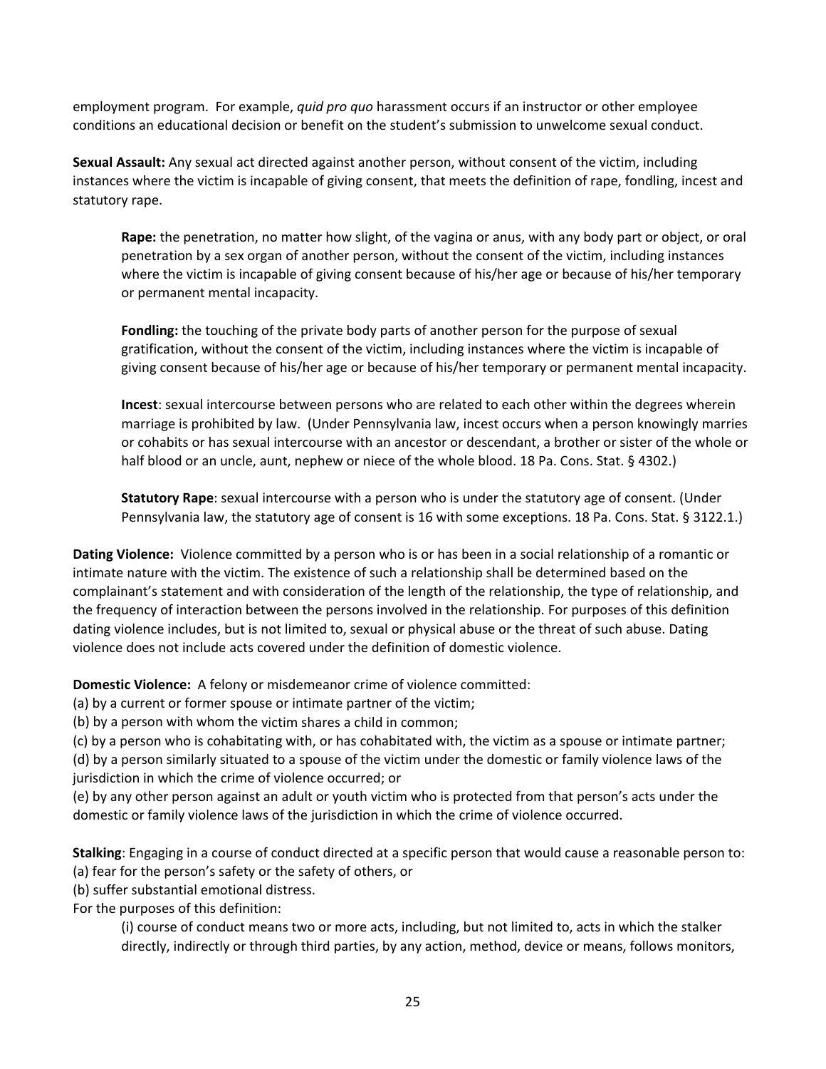employment program. For example, *quid pro quo* harassment occurs if an instructor or other employee conditions an educational decision or benefit on the student's submission to unwelcome sexual conduct.

**Sexual Assault:** Any sexual act directed against another person, without consent of the victim, including instances where the victim is incapable of giving consent, that meets the definition of rape, fondling, incest and statutory rape.

> **Rape:** the penetration, no matter how slight, of the vagina or anus, with any body part or object, or oral penetration by a sex organ of another person, without the consent of the victim, including instances where the victim is incapable of giving consent because of his/her age or because of his/her temporary or permanent mental incapacity.
>
> **Fondling:** the touching of the private body parts of another person for the purpose of sexual gratification, without the consent of the victim, including instances where the victim is incapable of giving consent because of his/her age or because of his/her temporary or permanent mental incapacity.
>
> **Incest**: sexual intercourse between persons who are related to each other within the degrees wherein marriage is prohibited by law. (Under Pennsylvania law, incest occurs when a person knowingly marries or cohabits or has sexual intercourse with an ancestor or descendant, a brother or sister of the whole or half blood or an uncle, aunt, nephew or niece of the whole blood. 18 Pa. Cons. Stat. § 4302.)
>
> **Statutory Rape**: sexual intercourse with a person who is under the statutory age of consent. (Under Pennsylvania law, the statutory age of consent is 16 with some exceptions. 18 Pa. Cons. Stat. § 3122.1.)

**Dating Violence:** Violence committed by a person who is or has been in a social relationship of a romantic or intimate nature with the victim. The existence of such a relationship shall be determined based on the complainant's statement and with consideration of the length of the relationship, the type of relationship, and the frequency of interaction between the persons involved in the relationship. For purposes of this definition dating violence includes, but is not limited to, sexual or physical abuse or the threat of such abuse. Dating violence does not include acts covered under the definition of domestic violence.

**Domestic Violence:** A felony or misdemeanor crime of violence committed:
(a) by a current or former spouse or intimate partner of the victim;
(b) by a person with whom the victim shares a child in common;
(c) by a person who is cohabitating with, or has cohabitated with, the victim as a spouse or intimate partner;
(d) by a person similarly situated to a spouse of the victim under the domestic or family violence laws of the jurisdiction in which the crime of violence occurred; or
(e) by any other person against an adult or youth victim who is protected from that person's acts under the domestic or family violence laws of the jurisdiction in which the crime of violence occurred.

**Stalking**: Engaging in a course of conduct directed at a specific person that would cause a reasonable person to:
(a) fear for the person's safety or the safety of others, or
(b) suffer substantial emotional distress.
For the purposes of this definition:

> (i) course of conduct means two or more acts, including, but not limited to, acts in which the stalker directly, indirectly or through third parties, by any action, method, device or means, follows monitors,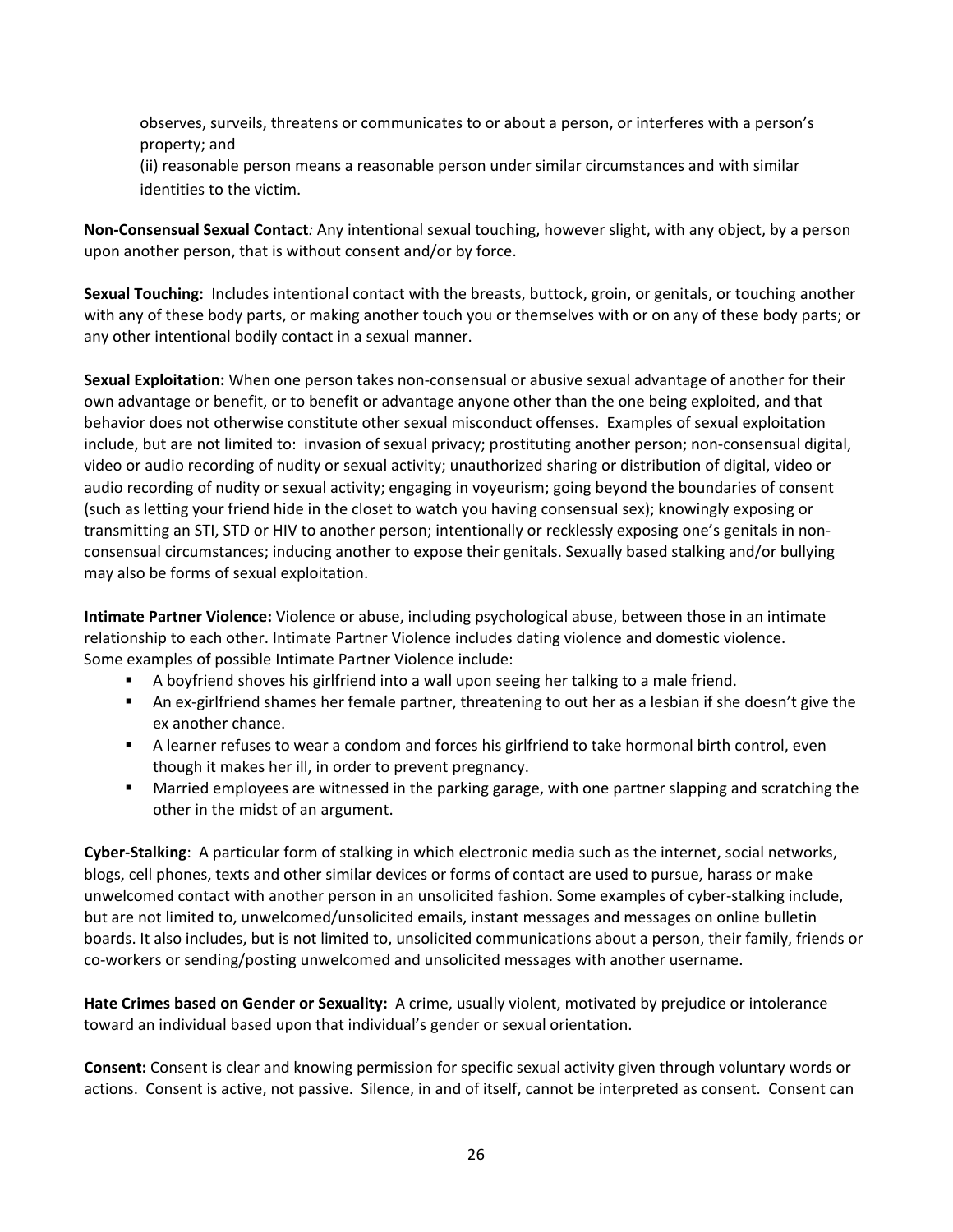observes, surveils, threatens or communicates to or about a person, or interferes with a person's property; and

(ii) reasonable person means a reasonable person under similar circumstances and with similar identities to the victim.

**Non-Consensual Sexual Contact***:* Any intentional sexual touching, however slight, with any object, by a person upon another person, that is without consent and/or by force.

**Sexual Touching:** Includes intentional contact with the breasts, buttock, groin, or genitals, or touching another with any of these body parts, or making another touch you or themselves with or on any of these body parts; or any other intentional bodily contact in a sexual manner.

**Sexual Exploitation:** When one person takes non-consensual or abusive sexual advantage of another for their own advantage or benefit, or to benefit or advantage anyone other than the one being exploited, and that behavior does not otherwise constitute other sexual misconduct offenses. Examples of sexual exploitation include, but are not limited to: invasion of sexual privacy; prostituting another person; non-consensual digital, video or audio recording of nudity or sexual activity; unauthorized sharing or distribution of digital, video or audio recording of nudity or sexual activity; engaging in voyeurism; going beyond the boundaries of consent (such as letting your friend hide in the closet to watch you having consensual sex); knowingly exposing or transmitting an STI, STD or HIV to another person; intentionally or recklessly exposing one's genitals in non-consensual circumstances; inducing another to expose their genitals. Sexually based stalking and/or bullying may also be forms of sexual exploitation.

**Intimate Partner Violence:** Violence or abuse, including psychological abuse, between those in an intimate relationship to each other. Intimate Partner Violence includes dating violence and domestic violence. Some examples of possible Intimate Partner Violence include:

- A boyfriend shoves his girlfriend into a wall upon seeing her talking to a male friend.
- An ex-girlfriend shames her female partner, threatening to out her as a lesbian if she doesn't give the ex another chance.
- A learner refuses to wear a condom and forces his girlfriend to take hormonal birth control, even though it makes her ill, in order to prevent pregnancy.
- Married employees are witnessed in the parking garage, with one partner slapping and scratching the other in the midst of an argument.

**Cyber-Stalking**: A particular form of stalking in which electronic media such as the internet, social networks, blogs, cell phones, texts and other similar devices or forms of contact are used to pursue, harass or make unwelcomed contact with another person in an unsolicited fashion. Some examples of cyber-stalking include, but are not limited to, unwelcomed/unsolicited emails, instant messages and messages on online bulletin boards. It also includes, but is not limited to, unsolicited communications about a person, their family, friends or co-workers or sending/posting unwelcomed and unsolicited messages with another username.

**Hate Crimes based on Gender or Sexuality:** A crime, usually violent, motivated by prejudice or intolerance toward an individual based upon that individual's gender or sexual orientation.

**Consent:** Consent is clear and knowing permission for specific sexual activity given through voluntary words or actions. Consent is active, not passive. Silence, in and of itself, cannot be interpreted as consent. Consent can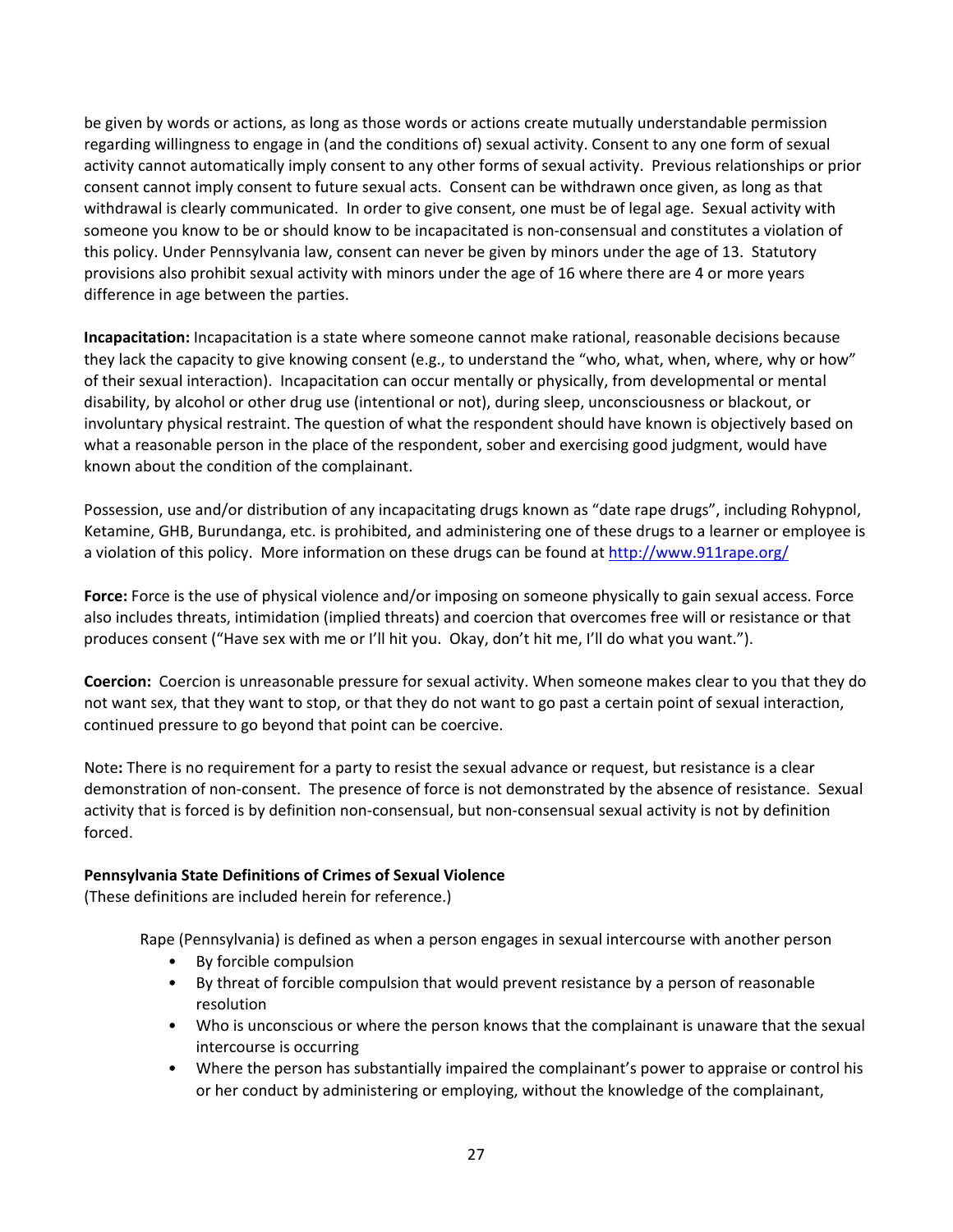be given by words or actions, as long as those words or actions create mutually understandable permission regarding willingness to engage in (and the conditions of) sexual activity. Consent to any one form of sexual activity cannot automatically imply consent to any other forms of sexual activity. Previous relationships or prior consent cannot imply consent to future sexual acts. Consent can be withdrawn once given, as long as that withdrawal is clearly communicated. In order to give consent, one must be of legal age. Sexual activity with someone you know to be or should know to be incapacitated is non-consensual and constitutes a violation of this policy. Under Pennsylvania law, consent can never be given by minors under the age of 13. Statutory provisions also prohibit sexual activity with minors under the age of 16 where there are 4 or more years difference in age between the parties.

**Incapacitation:** Incapacitation is a state where someone cannot make rational, reasonable decisions because they lack the capacity to give knowing consent (e.g., to understand the "who, what, when, where, why or how" of their sexual interaction). Incapacitation can occur mentally or physically, from developmental or mental disability, by alcohol or other drug use (intentional or not), during sleep, unconsciousness or blackout, or involuntary physical restraint. The question of what the respondent should have known is objectively based on what a reasonable person in the place of the respondent, sober and exercising good judgment, would have known about the condition of the complainant.

Possession, use and/or distribution of any incapacitating drugs known as "date rape drugs", including Rohypnol, Ketamine, GHB, Burundanga, etc. is prohibited, and administering one of these drugs to a learner or employee is a violation of this policy. More information on these drugs can be found at http://www.911rape.org/

**Force:** Force is the use of physical violence and/or imposing on someone physically to gain sexual access. Force also includes threats, intimidation (implied threats) and coercion that overcomes free will or resistance or that produces consent ("Have sex with me or I'll hit you. Okay, don't hit me, I'll do what you want.").

**Coercion:** Coercion is unreasonable pressure for sexual activity. When someone makes clear to you that they do not want sex, that they want to stop, or that they do not want to go past a certain point of sexual interaction, continued pressure to go beyond that point can be coercive.

Note**:** There is no requirement for a party to resist the sexual advance or request, but resistance is a clear demonstration of non-consent. The presence of force is not demonstrated by the absence of resistance. Sexual activity that is forced is by definition non-consensual, but non-consensual sexual activity is not by definition forced.

**Pennsylvania State Definitions of Crimes of Sexual Violence**

(These definitions are included herein for reference.)

Rape (Pennsylvania) is defined as when a person engages in sexual intercourse with another person

- By forcible compulsion
- By threat of forcible compulsion that would prevent resistance by a person of reasonable resolution
- Who is unconscious or where the person knows that the complainant is unaware that the sexual intercourse is occurring
- Where the person has substantially impaired the complainant's power to appraise or control his or her conduct by administering or employing, without the knowledge of the complainant,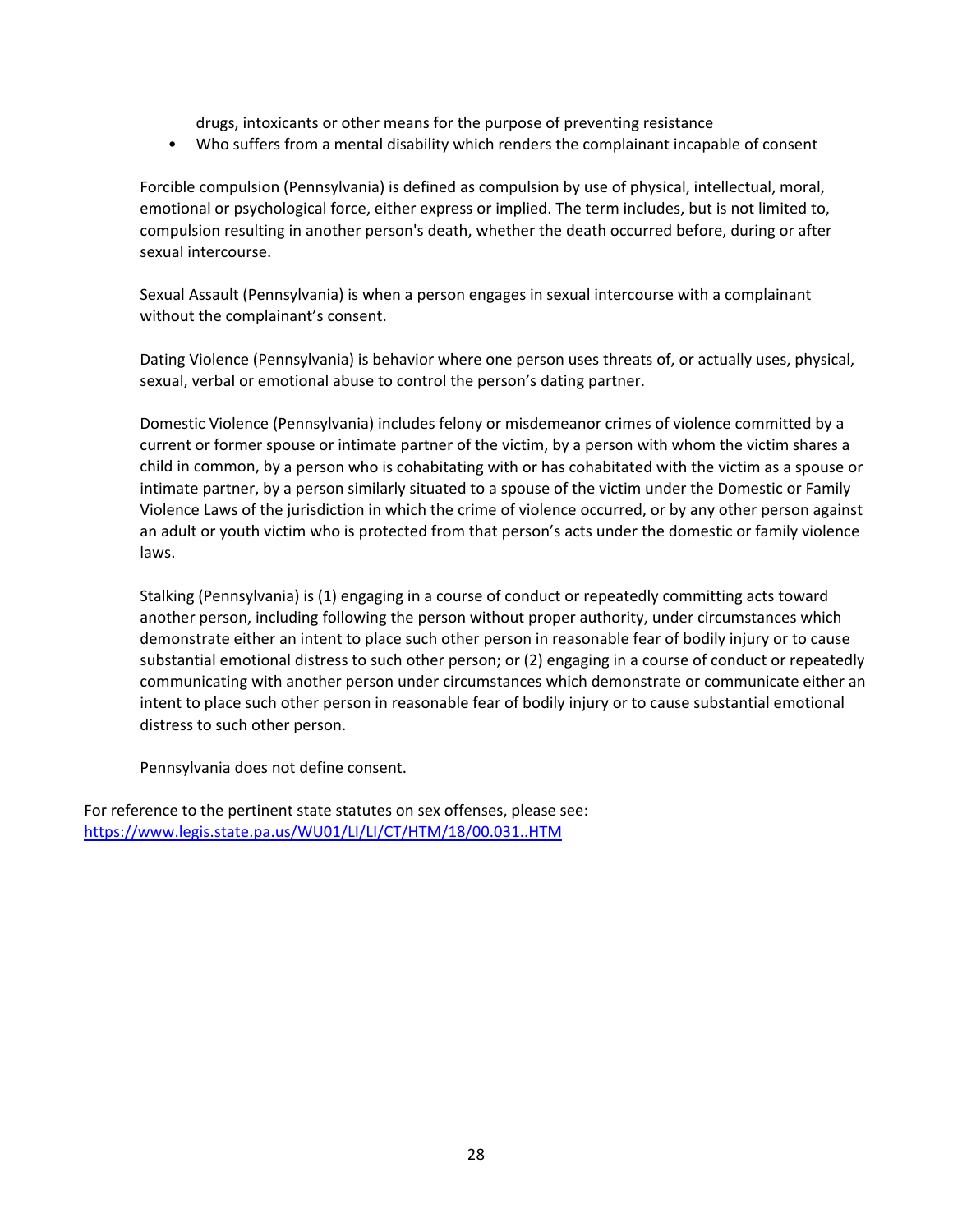drugs, intoxicants or other means for the purpose of preventing resistance

- Who suffers from a mental disability which renders the complainant incapable of consent

Forcible compulsion (Pennsylvania) is defined as compulsion by use of physical, intellectual, moral, emotional or psychological force, either express or implied. The term includes, but is not limited to, compulsion resulting in another person's death, whether the death occurred before, during or after sexual intercourse.

Sexual Assault (Pennsylvania) is when a person engages in sexual intercourse with a complainant without the complainant's consent.

Dating Violence (Pennsylvania) is behavior where one person uses threats of, or actually uses, physical, sexual, verbal or emotional abuse to control the person's dating partner.

Domestic Violence (Pennsylvania) includes felony or misdemeanor crimes of violence committed by a current or former spouse or intimate partner of the victim, by a person with whom the victim shares a child in common, by a person who is cohabitating with or has cohabitated with the victim as a spouse or intimate partner, by a person similarly situated to a spouse of the victim under the Domestic or Family Violence Laws of the jurisdiction in which the crime of violence occurred, or by any other person against an adult or youth victim who is protected from that person's acts under the domestic or family violence laws.

Stalking (Pennsylvania) is (1) engaging in a course of conduct or repeatedly committing acts toward another person, including following the person without proper authority, under circumstances which demonstrate either an intent to place such other person in reasonable fear of bodily injury or to cause substantial emotional distress to such other person; or (2) engaging in a course of conduct or repeatedly communicating with another person under circumstances which demonstrate or communicate either an intent to place such other person in reasonable fear of bodily injury or to cause substantial emotional distress to such other person.

Pennsylvania does not define consent.

For reference to the pertinent state statutes on sex offenses, please see:
https://www.legis.state.pa.us/WU01/LI/LI/CT/HTM/18/00.031..HTM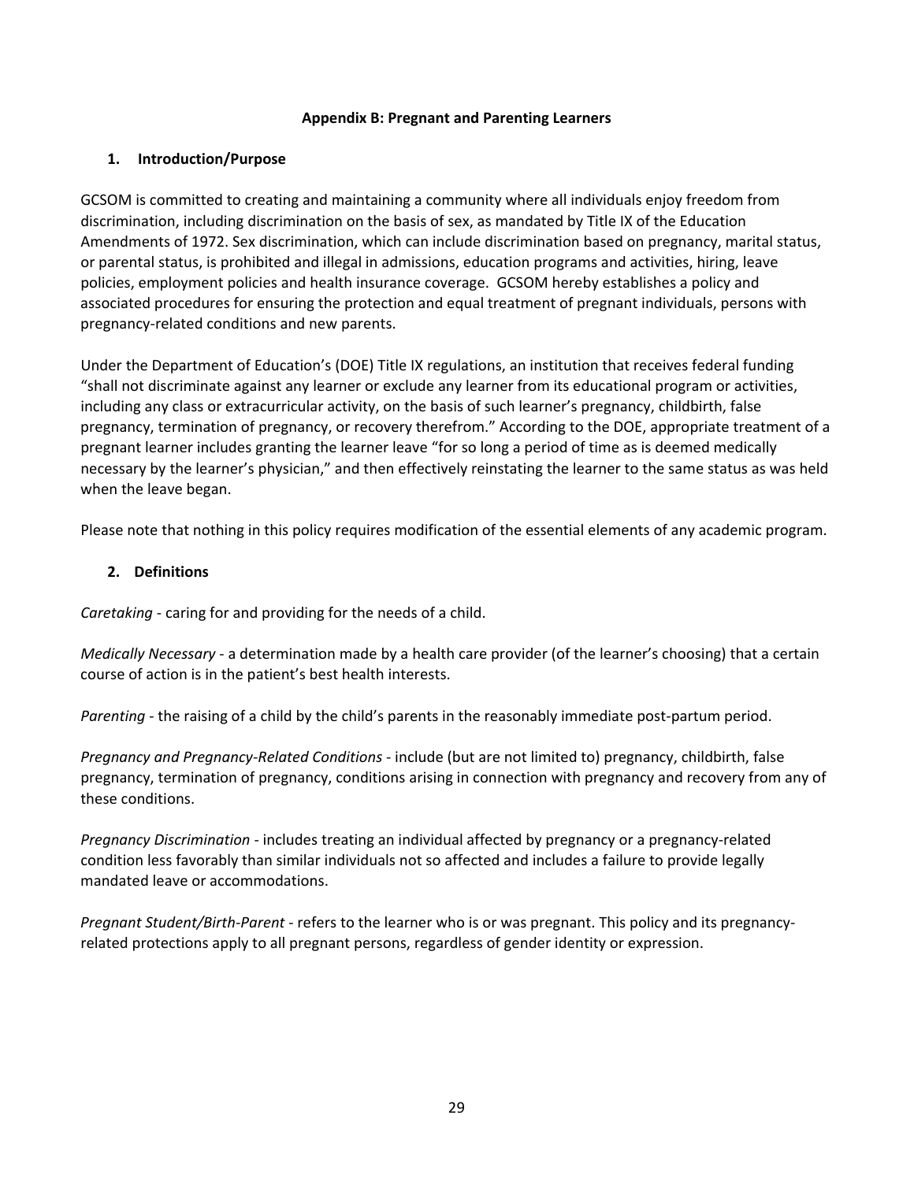## Appendix B: Pregnant and Parenting Learners

### 1. Introduction/Purpose

GCSOM is committed to creating and maintaining a community where all individuals enjoy freedom from discrimination, including discrimination on the basis of sex, as mandated by Title IX of the Education Amendments of 1972. Sex discrimination, which can include discrimination based on pregnancy, marital status, or parental status, is prohibited and illegal in admissions, education programs and activities, hiring, leave policies, employment policies and health insurance coverage. GCSOM hereby establishes a policy and associated procedures for ensuring the protection and equal treatment of pregnant individuals, persons with pregnancy-related conditions and new parents.

Under the Department of Education's (DOE) Title IX regulations, an institution that receives federal funding "shall not discriminate against any learner or exclude any learner from its educational program or activities, including any class or extracurricular activity, on the basis of such learner's pregnancy, childbirth, false pregnancy, termination of pregnancy, or recovery therefrom." According to the DOE, appropriate treatment of a pregnant learner includes granting the learner leave "for so long a period of time as is deemed medically necessary by the learner's physician," and then effectively reinstating the learner to the same status as was held when the leave began.

Please note that nothing in this policy requires modification of the essential elements of any academic program.

### 2. Definitions

*Caretaking* - caring for and providing for the needs of a child.

*Medically Necessary* - a determination made by a health care provider (of the learner's choosing) that a certain course of action is in the patient's best health interests.

*Parenting* - the raising of a child by the child's parents in the reasonably immediate post-partum period.

*Pregnancy and Pregnancy-Related Conditions* - include (but are not limited to) pregnancy, childbirth, false pregnancy, termination of pregnancy, conditions arising in connection with pregnancy and recovery from any of these conditions.

*Pregnancy Discrimination* - includes treating an individual affected by pregnancy or a pregnancy-related condition less favorably than similar individuals not so affected and includes a failure to provide legally mandated leave or accommodations.

*Pregnant Student/Birth-Parent* - refers to the learner who is or was pregnant. This policy and its pregnancy-related protections apply to all pregnant persons, regardless of gender identity or expression.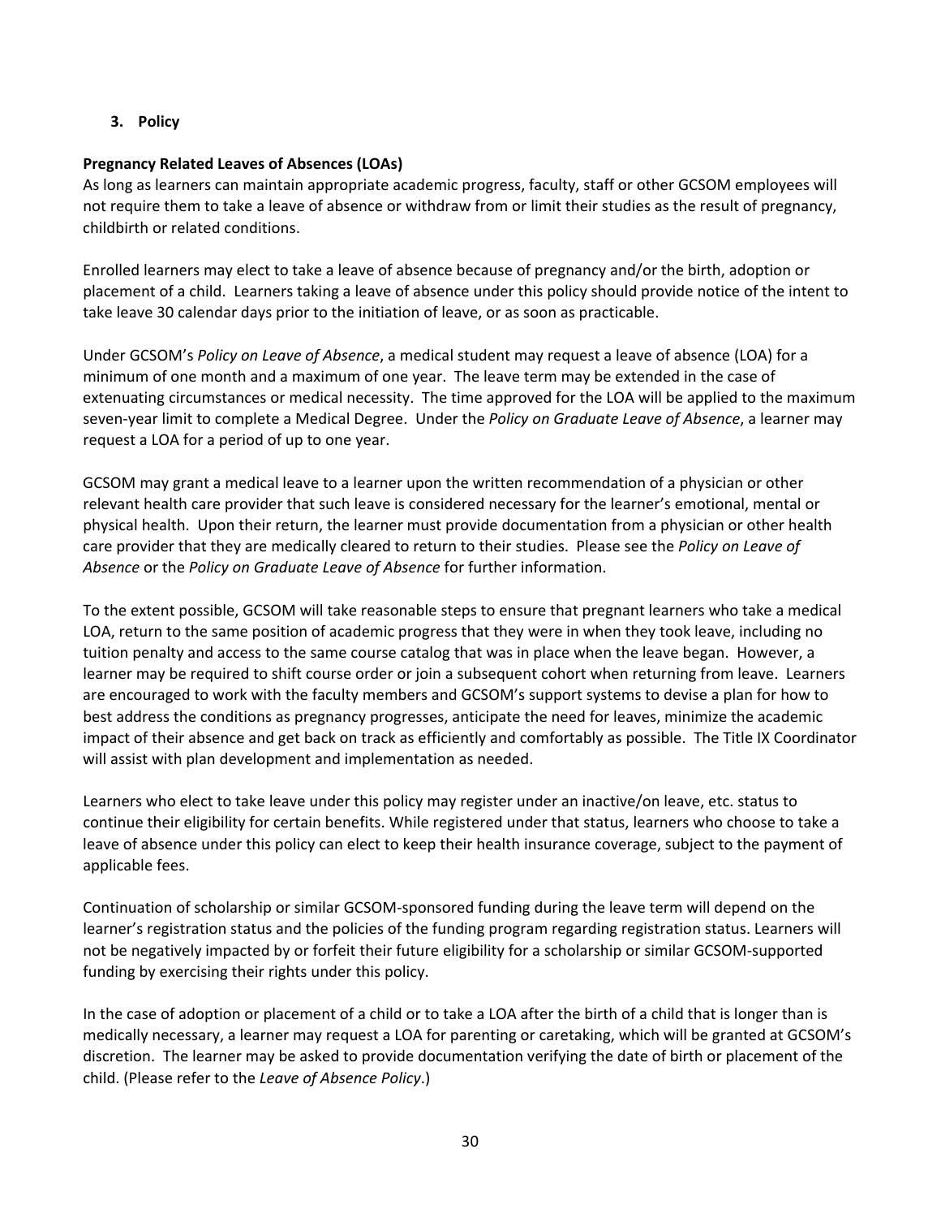## 3. Policy

**Pregnancy Related Leaves of Absences (LOAs)**

As long as learners can maintain appropriate academic progress, faculty, staff or other GCSOM employees will not require them to take a leave of absence or withdraw from or limit their studies as the result of pregnancy, childbirth or related conditions.

Enrolled learners may elect to take a leave of absence because of pregnancy and/or the birth, adoption or placement of a child. Learners taking a leave of absence under this policy should provide notice of the intent to take leave 30 calendar days prior to the initiation of leave, or as soon as practicable.

Under GCSOM's *Policy on Leave of Absence*, a medical student may request a leave of absence (LOA) for a minimum of one month and a maximum of one year. The leave term may be extended in the case of extenuating circumstances or medical necessity. The time approved for the LOA will be applied to the maximum seven-year limit to complete a Medical Degree. Under the *Policy on Graduate Leave of Absence*, a learner may request a LOA for a period of up to one year.

GCSOM may grant a medical leave to a learner upon the written recommendation of a physician or other relevant health care provider that such leave is considered necessary for the learner's emotional, mental or physical health. Upon their return, the learner must provide documentation from a physician or other health care provider that they are medically cleared to return to their studies. Please see the *Policy on Leave of Absence* or the *Policy on Graduate Leave of Absence* for further information.

To the extent possible, GCSOM will take reasonable steps to ensure that pregnant learners who take a medical LOA, return to the same position of academic progress that they were in when they took leave, including no tuition penalty and access to the same course catalog that was in place when the leave began. However, a learner may be required to shift course order or join a subsequent cohort when returning from leave. Learners are encouraged to work with the faculty members and GCSOM's support systems to devise a plan for how to best address the conditions as pregnancy progresses, anticipate the need for leaves, minimize the academic impact of their absence and get back on track as efficiently and comfortably as possible. The Title IX Coordinator will assist with plan development and implementation as needed.

Learners who elect to take leave under this policy may register under an inactive/on leave, etc. status to continue their eligibility for certain benefits. While registered under that status, learners who choose to take a leave of absence under this policy can elect to keep their health insurance coverage, subject to the payment of applicable fees.

Continuation of scholarship or similar GCSOM-sponsored funding during the leave term will depend on the learner's registration status and the policies of the funding program regarding registration status. Learners will not be negatively impacted by or forfeit their future eligibility for a scholarship or similar GCSOM-supported funding by exercising their rights under this policy.

In the case of adoption or placement of a child or to take a LOA after the birth of a child that is longer than is medically necessary, a learner may request a LOA for parenting or caretaking, which will be granted at GCSOM's discretion. The learner may be asked to provide documentation verifying the date of birth or placement of the child. (Please refer to the *Leave of Absence Policy*.)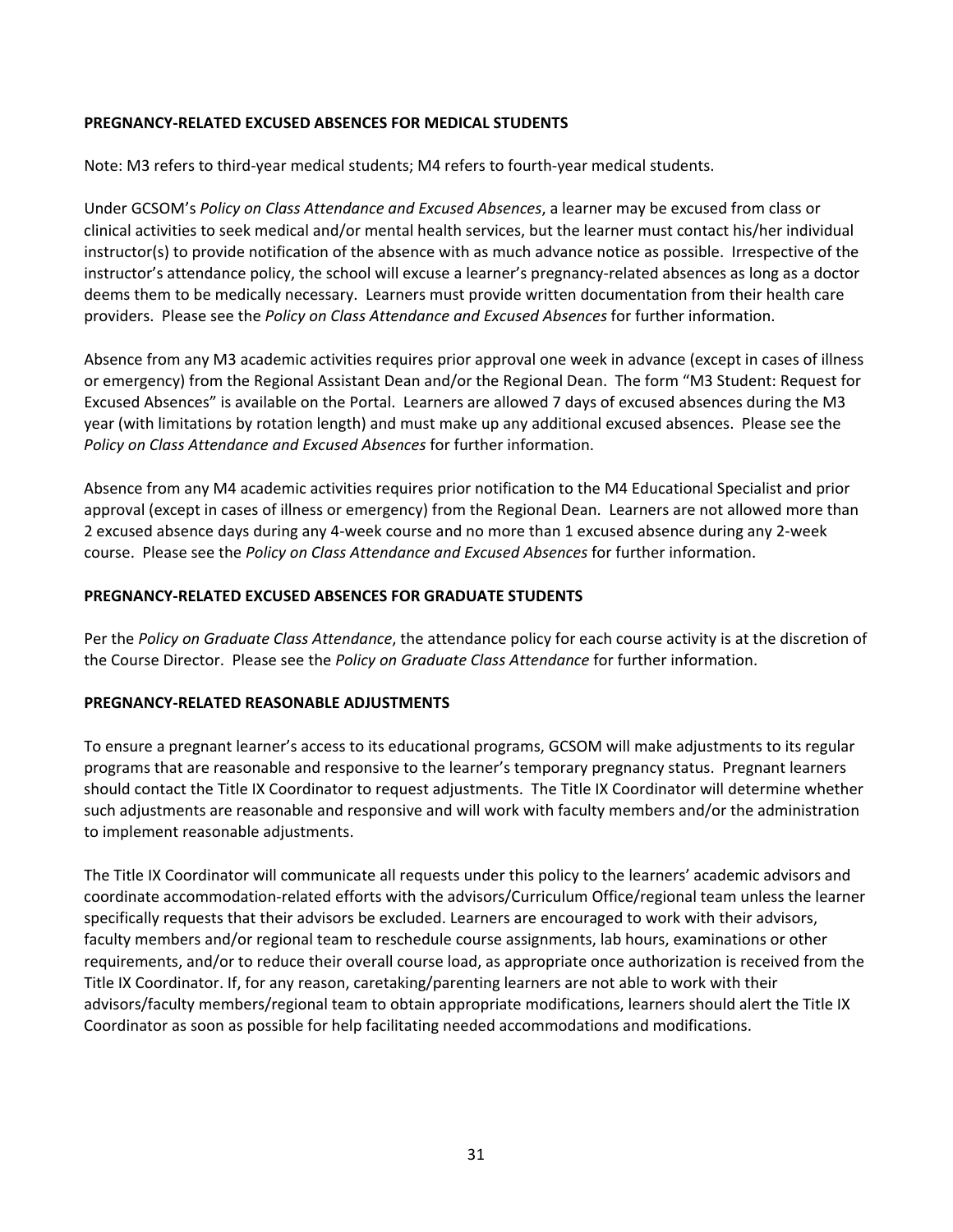**PREGNANCY-RELATED EXCUSED ABSENCES FOR MEDICAL STUDENTS**

Note: M3 refers to third-year medical students; M4 refers to fourth-year medical students.

Under GCSOM's *Policy on Class Attendance and Excused Absences*, a learner may be excused from class or clinical activities to seek medical and/or mental health services, but the learner must contact his/her individual instructor(s) to provide notification of the absence with as much advance notice as possible. Irrespective of the instructor's attendance policy, the school will excuse a learner's pregnancy-related absences as long as a doctor deems them to be medically necessary. Learners must provide written documentation from their health care providers. Please see the *Policy on Class Attendance and Excused Absences* for further information.

Absence from any M3 academic activities requires prior approval one week in advance (except in cases of illness or emergency) from the Regional Assistant Dean and/or the Regional Dean. The form "M3 Student: Request for Excused Absences" is available on the Portal. Learners are allowed 7 days of excused absences during the M3 year (with limitations by rotation length) and must make up any additional excused absences. Please see the *Policy on Class Attendance and Excused Absences* for further information.

Absence from any M4 academic activities requires prior notification to the M4 Educational Specialist and prior approval (except in cases of illness or emergency) from the Regional Dean. Learners are not allowed more than 2 excused absence days during any 4-week course and no more than 1 excused absence during any 2-week course. Please see the *Policy on Class Attendance and Excused Absences* for further information.

**PREGNANCY-RELATED EXCUSED ABSENCES FOR GRADUATE STUDENTS**

Per the *Policy on Graduate Class Attendance*, the attendance policy for each course activity is at the discretion of the Course Director. Please see the *Policy on Graduate Class Attendance* for further information.

**PREGNANCY-RELATED REASONABLE ADJUSTMENTS**

To ensure a pregnant learner's access to its educational programs, GCSOM will make adjustments to its regular programs that are reasonable and responsive to the learner's temporary pregnancy status. Pregnant learners should contact the Title IX Coordinator to request adjustments. The Title IX Coordinator will determine whether such adjustments are reasonable and responsive and will work with faculty members and/or the administration to implement reasonable adjustments.

The Title IX Coordinator will communicate all requests under this policy to the learners' academic advisors and coordinate accommodation-related efforts with the advisors/Curriculum Office/regional team unless the learner specifically requests that their advisors be excluded. Learners are encouraged to work with their advisors, faculty members and/or regional team to reschedule course assignments, lab hours, examinations or other requirements, and/or to reduce their overall course load, as appropriate once authorization is received from the Title IX Coordinator. If, for any reason, caretaking/parenting learners are not able to work with their advisors/faculty members/regional team to obtain appropriate modifications, learners should alert the Title IX Coordinator as soon as possible for help facilitating needed accommodations and modifications.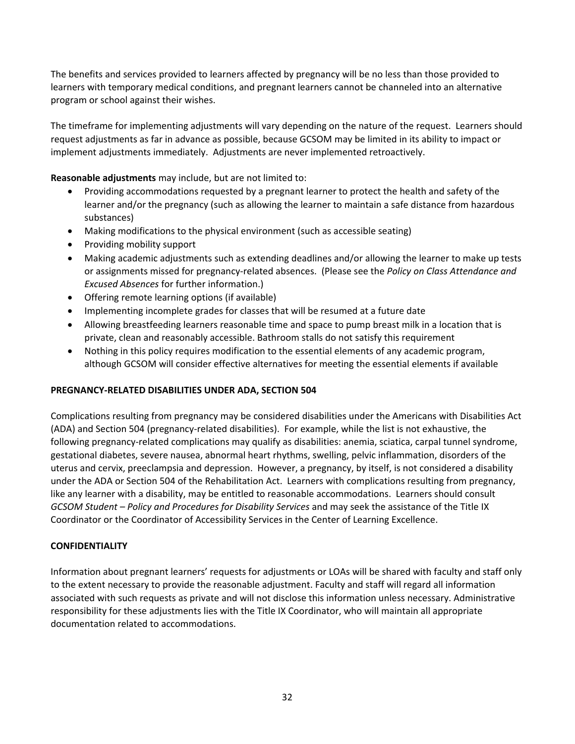The benefits and services provided to learners affected by pregnancy will be no less than those provided to learners with temporary medical conditions, and pregnant learners cannot be channeled into an alternative program or school against their wishes.

The timeframe for implementing adjustments will vary depending on the nature of the request. Learners should request adjustments as far in advance as possible, because GCSOM may be limited in its ability to impact or implement adjustments immediately. Adjustments are never implemented retroactively.

**Reasonable adjustments** may include, but are not limited to:

- Providing accommodations requested by a pregnant learner to protect the health and safety of the learner and/or the pregnancy (such as allowing the learner to maintain a safe distance from hazardous substances)
- Making modifications to the physical environment (such as accessible seating)
- Providing mobility support
- Making academic adjustments such as extending deadlines and/or allowing the learner to make up tests or assignments missed for pregnancy-related absences. (Please see the *Policy on Class Attendance and Excused Absences* for further information.)
- Offering remote learning options (if available)
- Implementing incomplete grades for classes that will be resumed at a future date
- Allowing breastfeeding learners reasonable time and space to pump breast milk in a location that is private, clean and reasonably accessible. Bathroom stalls do not satisfy this requirement
- Nothing in this policy requires modification to the essential elements of any academic program, although GCSOM will consider effective alternatives for meeting the essential elements if available

## PREGNANCY-RELATED DISABILITIES UNDER ADA, SECTION 504

Complications resulting from pregnancy may be considered disabilities under the Americans with Disabilities Act (ADA) and Section 504 (pregnancy-related disabilities). For example, while the list is not exhaustive, the following pregnancy-related complications may qualify as disabilities: anemia, sciatica, carpal tunnel syndrome, gestational diabetes, severe nausea, abnormal heart rhythms, swelling, pelvic inflammation, disorders of the uterus and cervix, preeclampsia and depression. However, a pregnancy, by itself, is not considered a disability under the ADA or Section 504 of the Rehabilitation Act. Learners with complications resulting from pregnancy, like any learner with a disability, may be entitled to reasonable accommodations. Learners should consult *GCSOM Student – Policy and Procedures for Disability Services* and may seek the assistance of the Title IX Coordinator or the Coordinator of Accessibility Services in the Center of Learning Excellence.

## CONFIDENTIALITY

Information about pregnant learners' requests for adjustments or LOAs will be shared with faculty and staff only to the extent necessary to provide the reasonable adjustment. Faculty and staff will regard all information associated with such requests as private and will not disclose this information unless necessary. Administrative responsibility for these adjustments lies with the Title IX Coordinator, who will maintain all appropriate documentation related to accommodations.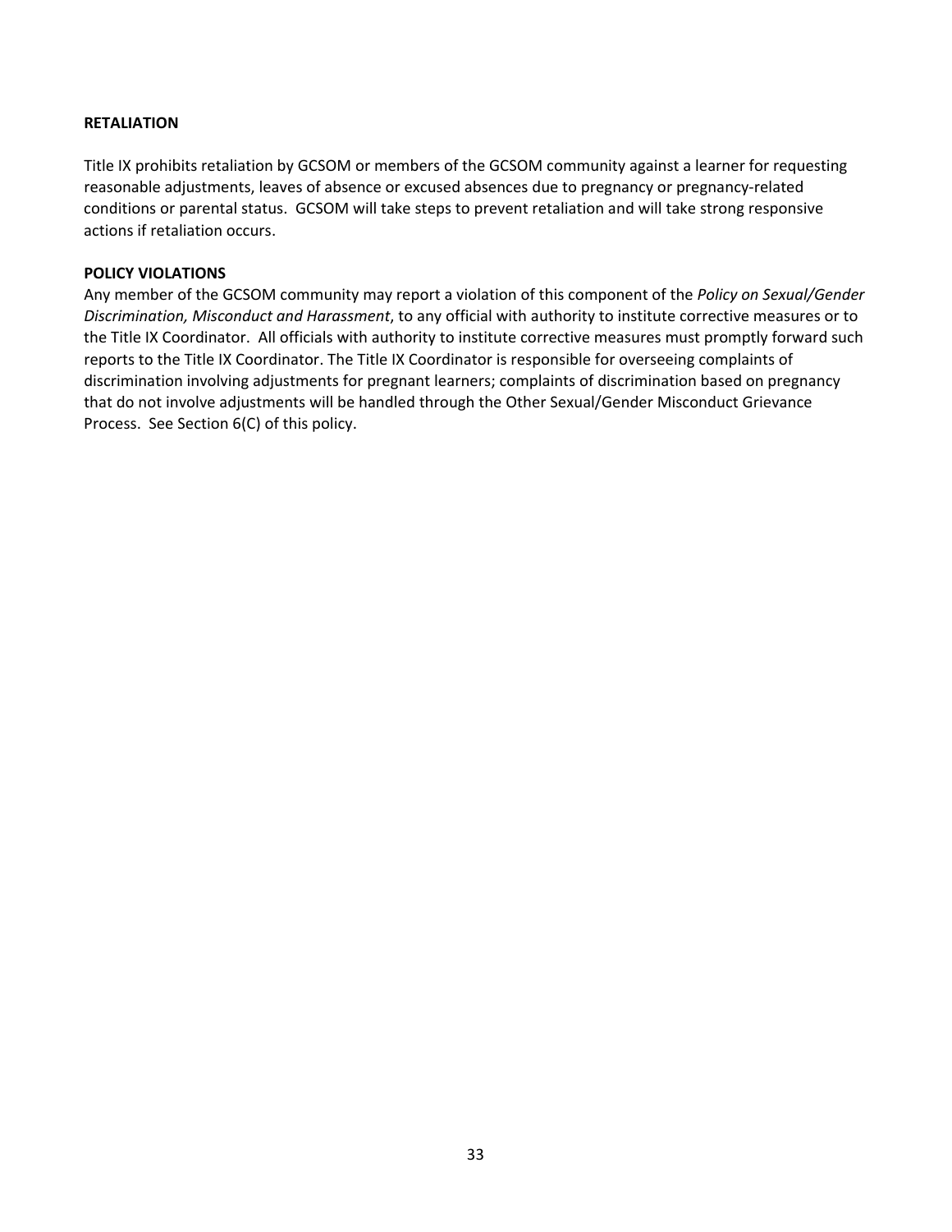**RETALIATION**

Title IX prohibits retaliation by GCSOM or members of the GCSOM community against a learner for requesting reasonable adjustments, leaves of absence or excused absences due to pregnancy or pregnancy-related conditions or parental status. GCSOM will take steps to prevent retaliation and will take strong responsive actions if retaliation occurs.

**POLICY VIOLATIONS**

Any member of the GCSOM community may report a violation of this component of the *Policy on Sexual/Gender Discrimination, Misconduct and Harassment*, to any official with authority to institute corrective measures or to the Title IX Coordinator. All officials with authority to institute corrective measures must promptly forward such reports to the Title IX Coordinator. The Title IX Coordinator is responsible for overseeing complaints of discrimination involving adjustments for pregnant learners; complaints of discrimination based on pregnancy that do not involve adjustments will be handled through the Other Sexual/Gender Misconduct Grievance Process. See Section 6(C) of this policy.